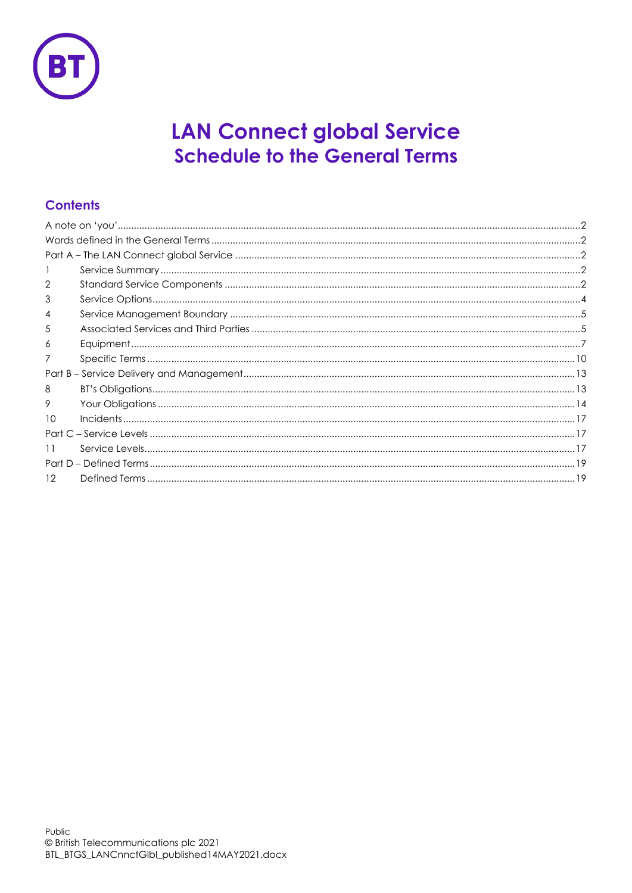# LAN Connect global Service

## Schedule to the General Terms

### Contents

A note on 'you' .......... 2
Words defined in the General Terms .......... 2
Part A – The LAN Connect global Service .......... 2
1 Service Summary .......... 2
2 Standard Service Components .......... 2
3 Service Options .......... 4
4 Service Management Boundary .......... 5
5 Associated Services and Third Parties .......... 5
6 Equipment .......... 7
7 Specific Terms .......... 10
Part B – Service Delivery and Management .......... 13
8 BT's Obligations .......... 13
9 Your Obligations .......... 14
10 Incidents .......... 17
Part C – Service Levels .......... 17
11 Service Levels .......... 17
Part D – Defined Terms .......... 19
12 Defined Terms .......... 19

Public
© British Telecommunications plc 2021
BTL_BTGS_LANCnnctGlbl_published14MAY2021.docx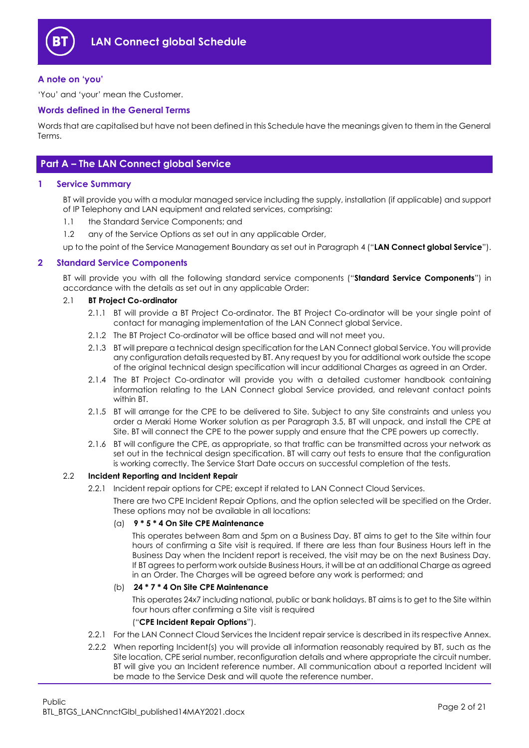# LAN Connect global Schedule

### A note on 'you'

'You' and 'your' mean the Customer.

### Words defined in the General Terms

Words that are capitalised but have not been defined in this Schedule have the meanings given to them in the General Terms.

## Part A – The LAN Connect global Service

### 1 Service Summary

BT will provide you with a modular managed service including the supply, installation (if applicable) and support of IP Telephony and LAN equipment and related services, comprising:

1.1 the Standard Service Components; and

1.2 any of the Service Options as set out in any applicable Order,

up to the point of the Service Management Boundary as set out in Paragraph 4 ("**LAN Connect global Service**").

### 2 Standard Service Components

BT will provide you with all the following standard service components ("**Standard Service Components**") in accordance with the details as set out in any applicable Order:

2.1 **BT Project Co-ordinator**

2.1.1 BT will provide a BT Project Co-ordinator. The BT Project Co-ordinator will be your single point of contact for managing implementation of the LAN Connect global Service.

2.1.2 The BT Project Co-ordinator will be office based and will not meet you.

2.1.3 BT will prepare a technical design specification for the LAN Connect global Service. You will provide any configuration details requested by BT. Any request by you for additional work outside the scope of the original technical design specification will incur additional Charges as agreed in an Order.

2.1.4 The BT Project Co-ordinator will provide you with a detailed customer handbook containing information relating to the LAN Connect global Service provided, and relevant contact points within BT.

2.1.5 BT will arrange for the CPE to be delivered to Site. Subject to any Site constraints and unless you order a Meraki Home Worker solution as per Paragraph 3.5, BT will unpack, and install the CPE at Site. BT will connect the CPE to the power supply and ensure that the CPE powers up correctly.

2.1.6 BT will configure the CPE, as appropriate, so that traffic can be transmitted across your network as set out in the technical design specification. BT will carry out tests to ensure that the configuration is working correctly. The Service Start Date occurs on successful completion of the tests.

2.2 **Incident Reporting and Incident Repair**

2.2.1 Incident repair options for CPE; except if related to LAN Connect Cloud Services.

There are two CPE Incident Repair Options, and the option selected will be specified on the Order. These options may not be available in all locations:

(a) **9 * 5 * 4 On Site CPE Maintenance**

This operates between 8am and 5pm on a Business Day. BT aims to get to the Site within four hours of confirming a Site visit is required. If there are less than four Business Hours left in the Business Day when the Incident report is received, the visit may be on the next Business Day. If BT agrees to perform work outside Business Hours, it will be at an additional Charge as agreed in an Order. The Charges will be agreed before any work is performed; and

(b) **24 * 7 * 4 On Site CPE Maintenance**

This operates 24x7 including national, public or bank holidays. BT aims is to get to the Site within four hours after confirming a Site visit is required

("**CPE Incident Repair Options**").

2.2.1 For the LAN Connect Cloud Services the Incident repair service is described in its respective Annex.

2.2.2 When reporting Incident(s) you will provide all information reasonably required by BT, such as the Site location, CPE serial number, reconfiguration details and where appropriate the circuit number. BT will give you an Incident reference number. All communication about a reported Incident will be made to the Service Desk and will quote the reference number.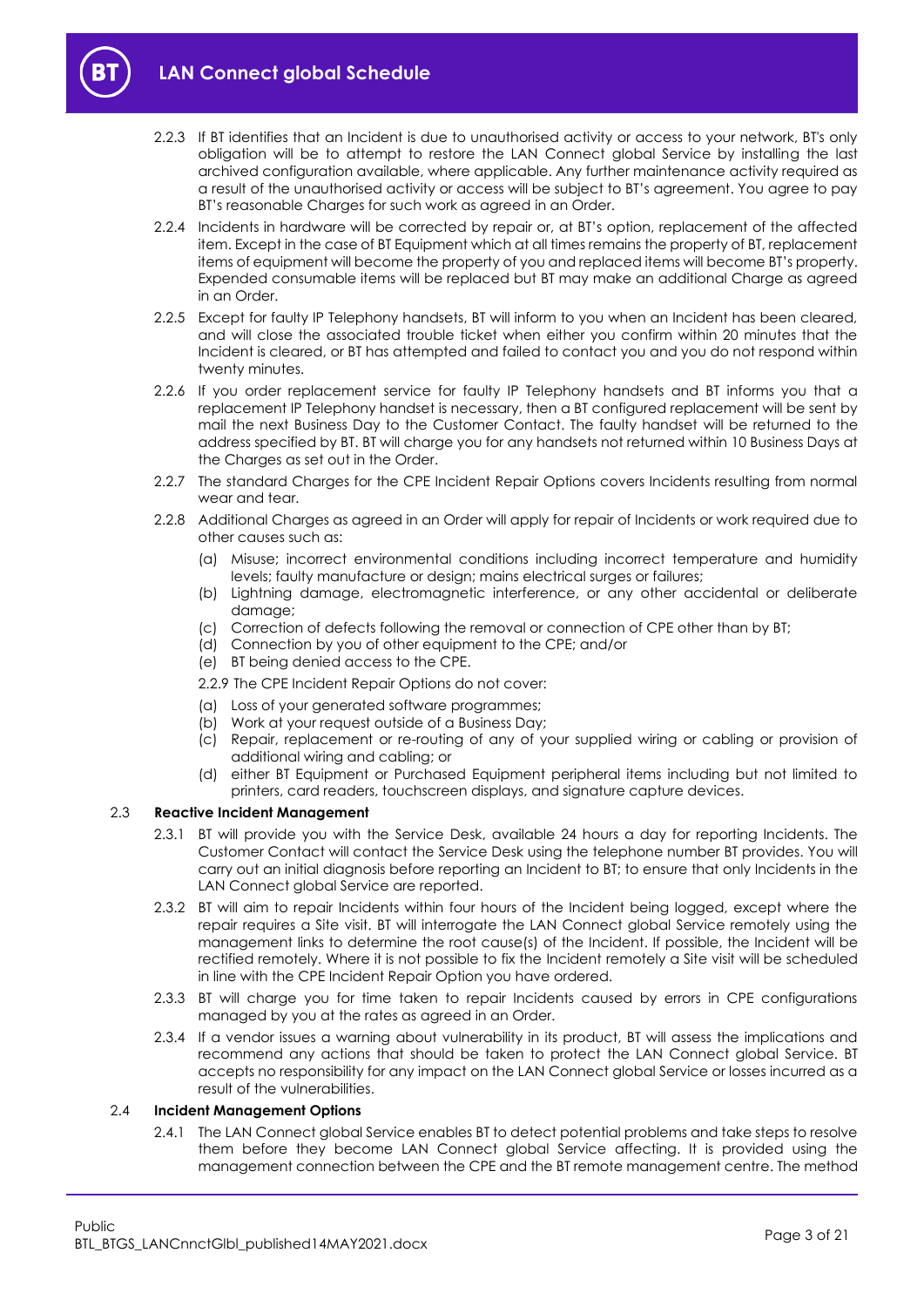2.2.3 If BT identifies that an Incident is due to unauthorised activity or access to your network, BT's only obligation will be to attempt to restore the LAN Connect global Service by installing the last archived configuration available, where applicable. Any further maintenance activity required as a result of the unauthorised activity or access will be subject to BT's agreement. You agree to pay BT's reasonable Charges for such work as agreed in an Order.

2.2.4 Incidents in hardware will be corrected by repair or, at BT's option, replacement of the affected item. Except in the case of BT Equipment which at all times remains the property of BT, replacement items of equipment will become the property of you and replaced items will become BT's property. Expended consumable items will be replaced but BT may make an additional Charge as agreed in an Order.

2.2.5 Except for faulty IP Telephony handsets, BT will inform to you when an Incident has been cleared, and will close the associated trouble ticket when either you confirm within 20 minutes that the Incident is cleared, or BT has attempted and failed to contact you and you do not respond within twenty minutes.

2.2.6 If you order replacement service for faulty IP Telephony handsets and BT informs you that a replacement IP Telephony handset is necessary, then a BT configured replacement will be sent by mail the next Business Day to the Customer Contact. The faulty handset will be returned to the address specified by BT. BT will charge you for any handsets not returned within 10 Business Days at the Charges as set out in the Order.

2.2.7 The standard Charges for the CPE Incident Repair Options covers Incidents resulting from normal wear and tear.

2.2.8 Additional Charges as agreed in an Order will apply for repair of Incidents or work required due to other causes such as:

(a) Misuse; incorrect environmental conditions including incorrect temperature and humidity levels; faulty manufacture or design; mains electrical surges or failures;
(b) Lightning damage, electromagnetic interference, or any other accidental or deliberate damage;
(c) Correction of defects following the removal or connection of CPE other than by BT;
(d) Connection by you of other equipment to the CPE; and/or
(e) BT being denied access to the CPE.

2.2.9 The CPE Incident Repair Options do not cover:

(a) Loss of your generated software programmes;
(b) Work at your request outside of a Business Day;
(c) Repair, replacement or re-routing of any of your supplied wiring or cabling or provision of additional wiring and cabling; or
(d) either BT Equipment or Purchased Equipment peripheral items including but not limited to printers, card readers, touchscreen displays, and signature capture devices.

### 2.3 Reactive Incident Management

2.3.1 BT will provide you with the Service Desk, available 24 hours a day for reporting Incidents. The Customer Contact will contact the Service Desk using the telephone number BT provides. You will carry out an initial diagnosis before reporting an Incident to BT; to ensure that only Incidents in the LAN Connect global Service are reported.

2.3.2 BT will aim to repair Incidents within four hours of the Incident being logged, except where the repair requires a Site visit. BT will interrogate the LAN Connect global Service remotely using the management links to determine the root cause(s) of the Incident. If possible, the Incident will be rectified remotely. Where it is not possible to fix the Incident remotely a Site visit will be scheduled in line with the CPE Incident Repair Option you have ordered.

2.3.3 BT will charge you for time taken to repair Incidents caused by errors in CPE configurations managed by you at the rates as agreed in an Order.

2.3.4 If a vendor issues a warning about vulnerability in its product, BT will assess the implications and recommend any actions that should be taken to protect the LAN Connect global Service. BT accepts no responsibility for any impact on the LAN Connect global Service or losses incurred as a result of the vulnerabilities.

### 2.4 Incident Management Options

2.4.1 The LAN Connect global Service enables BT to detect potential problems and take steps to resolve them before they become LAN Connect global Service affecting. It is provided using the management connection between the CPE and the BT remote management centre. The method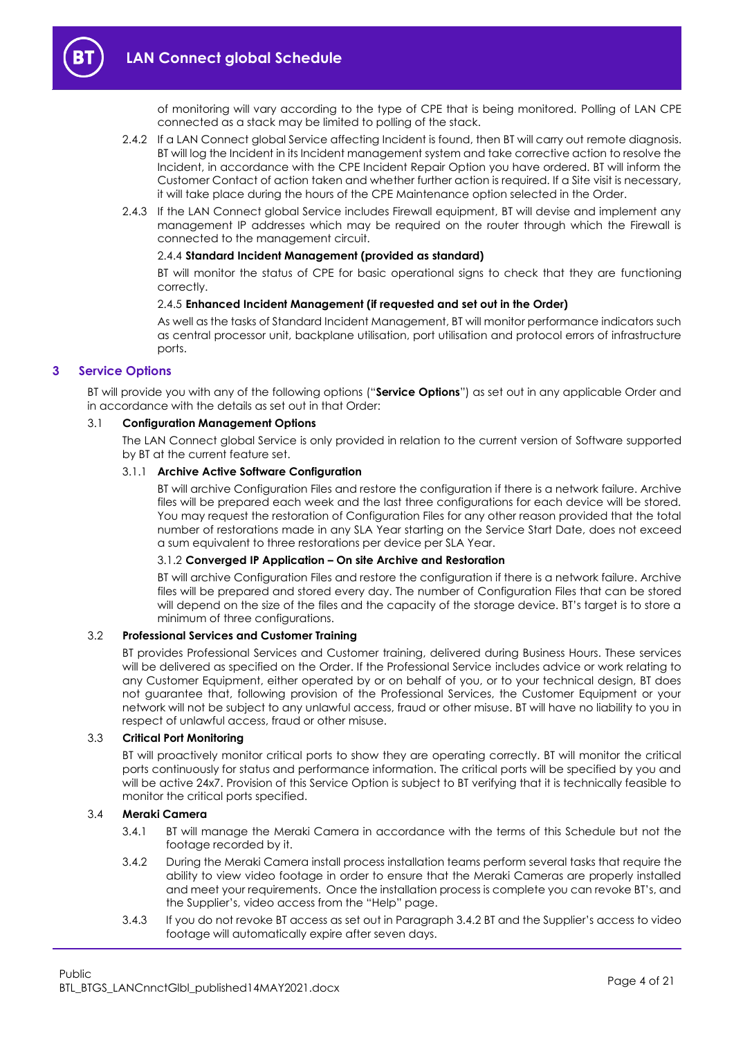of monitoring will vary according to the type of CPE that is being monitored. Polling of LAN CPE connected as a stack may be limited to polling of the stack.

2.4.2 If a LAN Connect global Service affecting Incident is found, then BT will carry out remote diagnosis. BT will log the Incident in its Incident management system and take corrective action to resolve the Incident, in accordance with the CPE Incident Repair Option you have ordered. BT will inform the Customer Contact of action taken and whether further action is required. If a Site visit is necessary, it will take place during the hours of the CPE Maintenance option selected in the Order.

2.4.3 If the LAN Connect global Service includes Firewall equipment, BT will devise and implement any management IP addresses which may be required on the router through which the Firewall is connected to the management circuit.

2.4.4 **Standard Incident Management (provided as standard)**

BT will monitor the status of CPE for basic operational signs to check that they are functioning correctly.

2.4.5 **Enhanced Incident Management (if requested and set out in the Order)**

As well as the tasks of Standard Incident Management, BT will monitor performance indicators such as central processor unit, backplane utilisation, port utilisation and protocol errors of infrastructure ports.

## 3 Service Options

BT will provide you with any of the following options ("**Service Options**") as set out in any applicable Order and in accordance with the details as set out in that Order:

3.1 **Configuration Management Options**

The LAN Connect global Service is only provided in relation to the current version of Software supported by BT at the current feature set.

3.1.1 **Archive Active Software Configuration**

BT will archive Configuration Files and restore the configuration if there is a network failure. Archive files will be prepared each week and the last three configurations for each device will be stored. You may request the restoration of Configuration Files for any other reason provided that the total number of restorations made in any SLA Year starting on the Service Start Date, does not exceed a sum equivalent to three restorations per device per SLA Year.

3.1.2 **Converged IP Application – On site Archive and Restoration**

BT will archive Configuration Files and restore the configuration if there is a network failure. Archive files will be prepared and stored every day. The number of Configuration Files that can be stored will depend on the size of the files and the capacity of the storage device. BT's target is to store a minimum of three configurations.

3.2 **Professional Services and Customer Training**

BT provides Professional Services and Customer training, delivered during Business Hours. These services will be delivered as specified on the Order. If the Professional Service includes advice or work relating to any Customer Equipment, either operated by or on behalf of you, or to your technical design, BT does not guarantee that, following provision of the Professional Services, the Customer Equipment or your network will not be subject to any unlawful access, fraud or other misuse. BT will have no liability to you in respect of unlawful access, fraud or other misuse.

3.3 **Critical Port Monitoring**

BT will proactively monitor critical ports to show they are operating correctly. BT will monitor the critical ports continuously for status and performance information. The critical ports will be specified by you and will be active 24x7. Provision of this Service Option is subject to BT verifying that it is technically feasible to monitor the critical ports specified.

3.4 **Meraki Camera**

3.4.1 BT will manage the Meraki Camera in accordance with the terms of this Schedule but not the footage recorded by it.

3.4.2 During the Meraki Camera install process installation teams perform several tasks that require the ability to view video footage in order to ensure that the Meraki Cameras are properly installed and meet your requirements. Once the installation process is complete you can revoke BT's, and the Supplier's, video access from the "Help" page.

3.4.3 If you do not revoke BT access as set out in Paragraph 3.4.2 BT and the Supplier's access to video footage will automatically expire after seven days.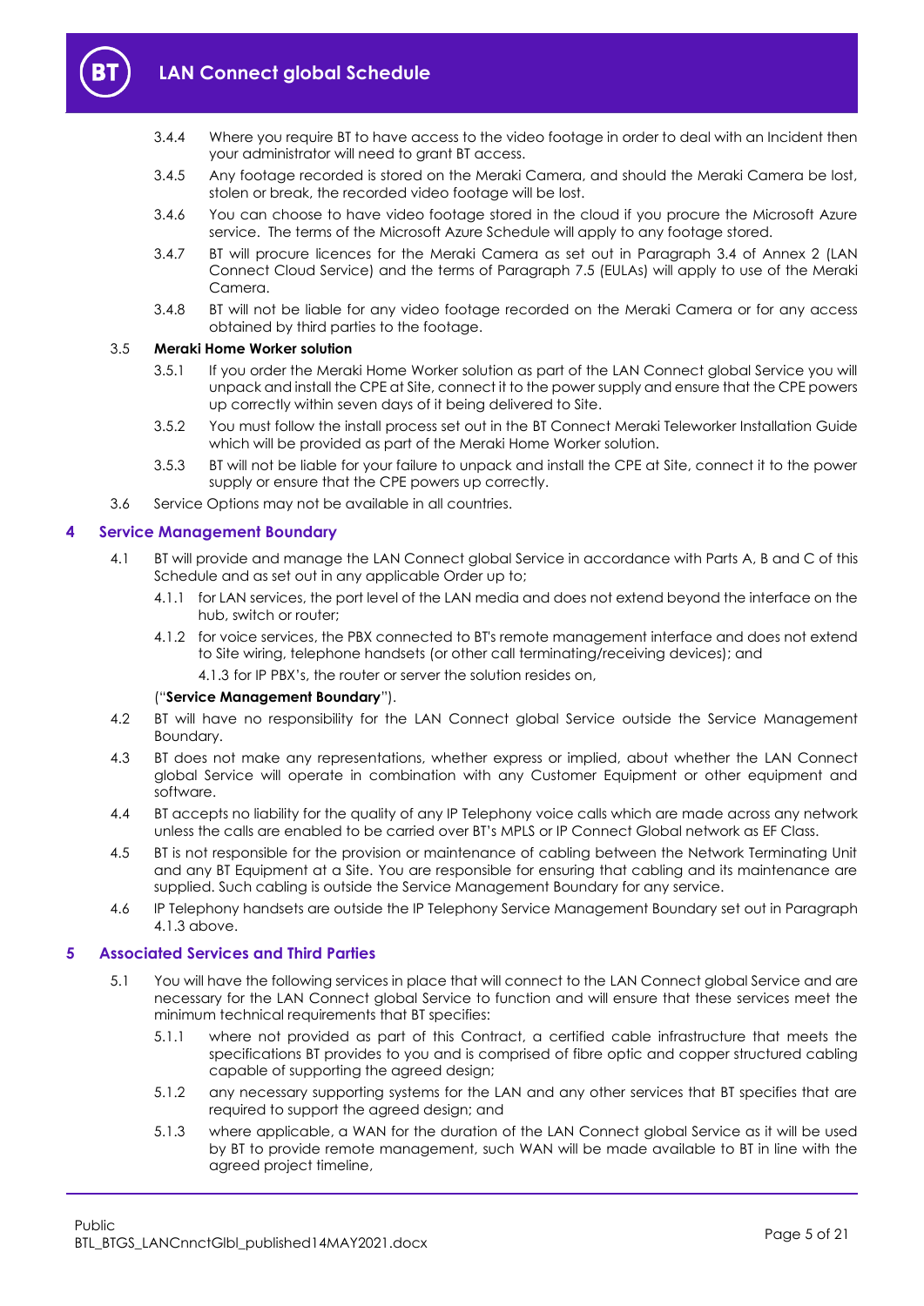3.4.4 Where you require BT to have access to the video footage in order to deal with an Incident then your administrator will need to grant BT access.

3.4.5 Any footage recorded is stored on the Meraki Camera, and should the Meraki Camera be lost, stolen or break, the recorded video footage will be lost.

3.4.6 You can choose to have video footage stored in the cloud if you procure the Microsoft Azure service. The terms of the Microsoft Azure Schedule will apply to any footage stored.

3.4.7 BT will procure licences for the Meraki Camera as set out in Paragraph 3.4 of Annex 2 (LAN Connect Cloud Service) and the terms of Paragraph 7.5 (EULAs) will apply to use of the Meraki Camera.

3.4.8 BT will not be liable for any video footage recorded on the Meraki Camera or for any access obtained by third parties to the footage.

3.5 **Meraki Home Worker solution**

3.5.1 If you order the Meraki Home Worker solution as part of the LAN Connect global Service you will unpack and install the CPE at Site, connect it to the power supply and ensure that the CPE powers up correctly within seven days of it being delivered to Site.

3.5.2 You must follow the install process set out in the BT Connect Meraki Teleworker Installation Guide which will be provided as part of the Meraki Home Worker solution.

3.5.3 BT will not be liable for your failure to unpack and install the CPE at Site, connect it to the power supply or ensure that the CPE powers up correctly.

3.6 Service Options may not be available in all countries.

## 4 Service Management Boundary

4.1 BT will provide and manage the LAN Connect global Service in accordance with Parts A, B and C of this Schedule and as set out in any applicable Order up to;

4.1.1 for LAN services, the port level of the LAN media and does not extend beyond the interface on the hub, switch or router;

4.1.2 for voice services, the PBX connected to BT's remote management interface and does not extend to Site wiring, telephone handsets (or other call terminating/receiving devices); and

4.1.3 for IP PBX's, the router or server the solution resides on,

("**Service Management Boundary**").

4.2 BT will have no responsibility for the LAN Connect global Service outside the Service Management Boundary.

4.3 BT does not make any representations, whether express or implied, about whether the LAN Connect global Service will operate in combination with any Customer Equipment or other equipment and software.

4.4 BT accepts no liability for the quality of any IP Telephony voice calls which are made across any network unless the calls are enabled to be carried over BT's MPLS or IP Connect Global network as EF Class.

4.5 BT is not responsible for the provision or maintenance of cabling between the Network Terminating Unit and any BT Equipment at a Site. You are responsible for ensuring that cabling and its maintenance are supplied. Such cabling is outside the Service Management Boundary for any service.

4.6 IP Telephony handsets are outside the IP Telephony Service Management Boundary set out in Paragraph 4.1.3 above.

## 5 Associated Services and Third Parties

5.1 You will have the following services in place that will connect to the LAN Connect global Service and are necessary for the LAN Connect global Service to function and will ensure that these services meet the minimum technical requirements that BT specifies:

5.1.1 where not provided as part of this Contract, a certified cable infrastructure that meets the specifications BT provides to you and is comprised of fibre optic and copper structured cabling capable of supporting the agreed design;

5.1.2 any necessary supporting systems for the LAN and any other services that BT specifies that are required to support the agreed design; and

5.1.3 where applicable, a WAN for the duration of the LAN Connect global Service as it will be used by BT to provide remote management, such WAN will be made available to BT in line with the agreed project timeline,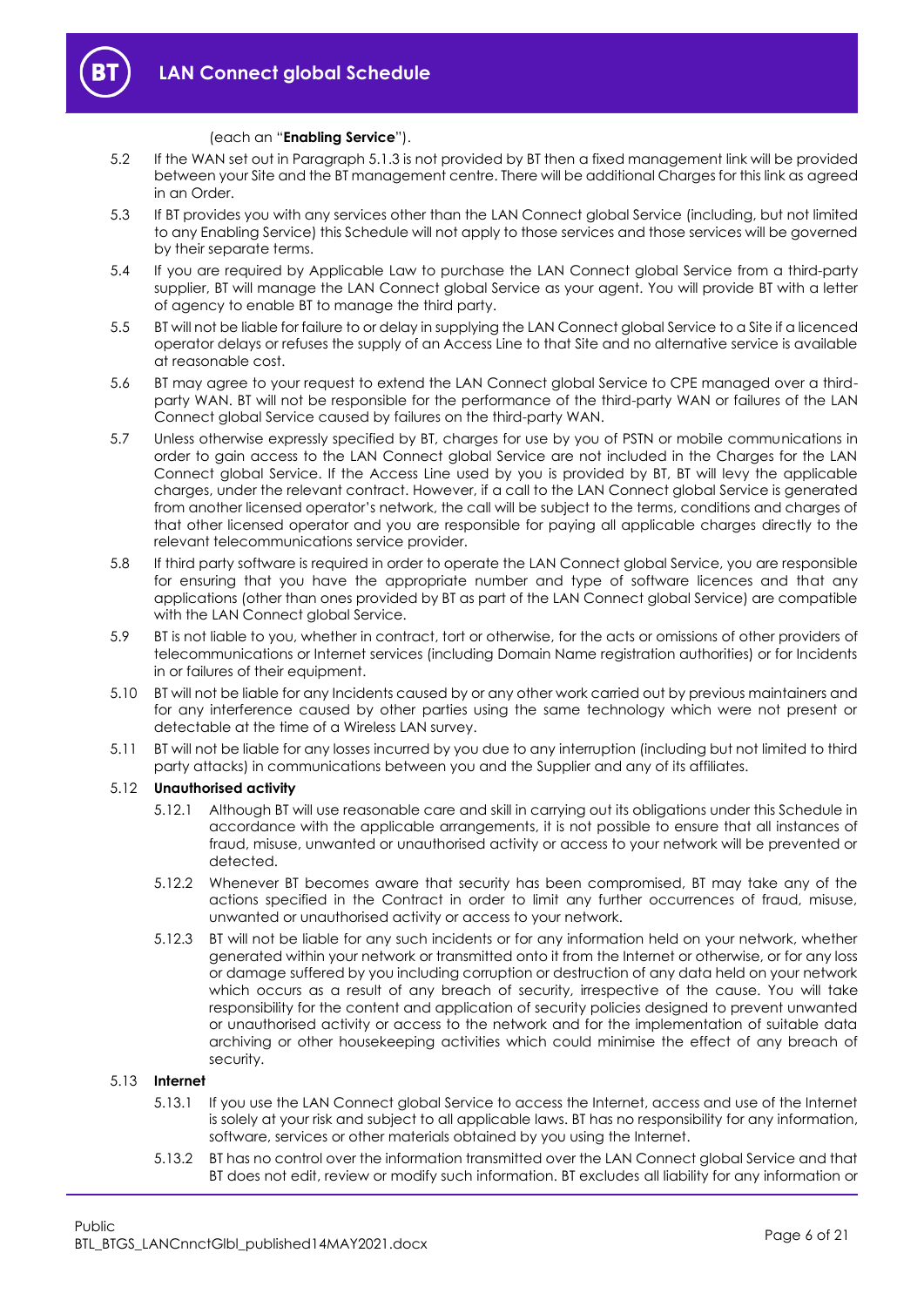(each an "**Enabling Service**").

5.2 If the WAN set out in Paragraph 5.1.3 is not provided by BT then a fixed management link will be provided between your Site and the BT management centre. There will be additional Charges for this link as agreed in an Order.

5.3 If BT provides you with any services other than the LAN Connect global Service (including, but not limited to any Enabling Service) this Schedule will not apply to those services and those services will be governed by their separate terms.

5.4 If you are required by Applicable Law to purchase the LAN Connect global Service from a third-party supplier, BT will manage the LAN Connect global Service as your agent. You will provide BT with a letter of agency to enable BT to manage the third party.

5.5 BT will not be liable for failure to or delay in supplying the LAN Connect global Service to a Site if a licenced operator delays or refuses the supply of an Access Line to that Site and no alternative service is available at reasonable cost.

5.6 BT may agree to your request to extend the LAN Connect global Service to CPE managed over a third-party WAN. BT will not be responsible for the performance of the third-party WAN or failures of the LAN Connect global Service caused by failures on the third-party WAN.

5.7 Unless otherwise expressly specified by BT, charges for use by you of PSTN or mobile communications in order to gain access to the LAN Connect global Service are not included in the Charges for the LAN Connect global Service. If the Access Line used by you is provided by BT, BT will levy the applicable charges, under the relevant contract. However, if a call to the LAN Connect global Service is generated from another licensed operator's network, the call will be subject to the terms, conditions and charges of that other licensed operator and you are responsible for paying all applicable charges directly to the relevant telecommunications service provider.

5.8 If third party software is required in order to operate the LAN Connect global Service, you are responsible for ensuring that you have the appropriate number and type of software licences and that any applications (other than ones provided by BT as part of the LAN Connect global Service) are compatible with the LAN Connect global Service.

5.9 BT is not liable to you, whether in contract, tort or otherwise, for the acts or omissions of other providers of telecommunications or Internet services (including Domain Name registration authorities) or for Incidents in or failures of their equipment.

5.10 BT will not be liable for any Incidents caused by or any other work carried out by previous maintainers and for any interference caused by other parties using the same technology which were not present or detectable at the time of a Wireless LAN survey.

5.11 BT will not be liable for any losses incurred by you due to any interruption (including but not limited to third party attacks) in communications between you and the Supplier and any of its affiliates.

5.12 **Unauthorised activity**

5.12.1 Although BT will use reasonable care and skill in carrying out its obligations under this Schedule in accordance with the applicable arrangements, it is not possible to ensure that all instances of fraud, misuse, unwanted or unauthorised activity or access to your network will be prevented or detected.

5.12.2 Whenever BT becomes aware that security has been compromised, BT may take any of the actions specified in the Contract in order to limit any further occurrences of fraud, misuse, unwanted or unauthorised activity or access to your network.

5.12.3 BT will not be liable for any such incidents or for any information held on your network, whether generated within your network or transmitted onto it from the Internet or otherwise, or for any loss or damage suffered by you including corruption or destruction of any data held on your network which occurs as a result of any breach of security, irrespective of the cause. You will take responsibility for the content and application of security policies designed to prevent unwanted or unauthorised activity or access to the network and for the implementation of suitable data archiving or other housekeeping activities which could minimise the effect of any breach of security.

5.13 **Internet**

5.13.1 If you use the LAN Connect global Service to access the Internet, access and use of the Internet is solely at your risk and subject to all applicable laws. BT has no responsibility for any information, software, services or other materials obtained by you using the Internet.

5.13.2 BT has no control over the information transmitted over the LAN Connect global Service and that BT does not edit, review or modify such information. BT excludes all liability for any information or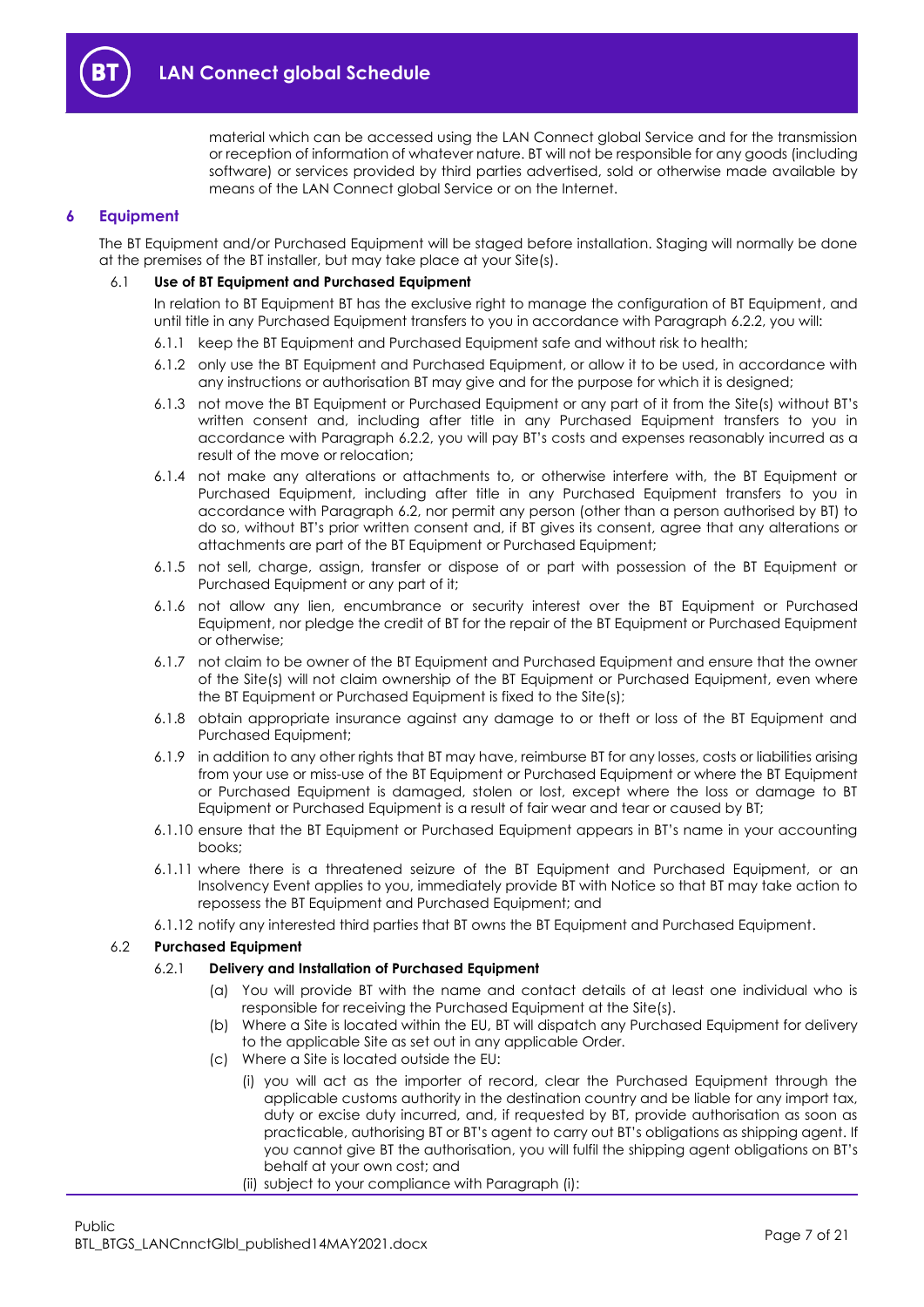material which can be accessed using the LAN Connect global Service and for the transmission or reception of information of whatever nature. BT will not be responsible for any goods (including software) or services provided by third parties advertised, sold or otherwise made available by means of the LAN Connect global Service or on the Internet.

## 6 Equipment

The BT Equipment and/or Purchased Equipment will be staged before installation. Staging will normally be done at the premises of the BT installer, but may take place at your Site(s).

### 6.1 Use of BT Equipment and Purchased Equipment

In relation to BT Equipment BT has the exclusive right to manage the configuration of BT Equipment, and until title in any Purchased Equipment transfers to you in accordance with Paragraph 6.2.2, you will:

6.1.1 keep the BT Equipment and Purchased Equipment safe and without risk to health;

6.1.2 only use the BT Equipment and Purchased Equipment, or allow it to be used, in accordance with any instructions or authorisation BT may give and for the purpose for which it is designed;

6.1.3 not move the BT Equipment or Purchased Equipment or any part of it from the Site(s) without BT's written consent and, including after title in any Purchased Equipment transfers to you in accordance with Paragraph 6.2.2, you will pay BT's costs and expenses reasonably incurred as a result of the move or relocation;

6.1.4 not make any alterations or attachments to, or otherwise interfere with, the BT Equipment or Purchased Equipment, including after title in any Purchased Equipment transfers to you in accordance with Paragraph 6.2, nor permit any person (other than a person authorised by BT) to do so, without BT's prior written consent and, if BT gives its consent, agree that any alterations or attachments are part of the BT Equipment or Purchased Equipment;

6.1.5 not sell, charge, assign, transfer or dispose of or part with possession of the BT Equipment or Purchased Equipment or any part of it;

6.1.6 not allow any lien, encumbrance or security interest over the BT Equipment or Purchased Equipment, nor pledge the credit of BT for the repair of the BT Equipment or Purchased Equipment or otherwise;

6.1.7 not claim to be owner of the BT Equipment and Purchased Equipment and ensure that the owner of the Site(s) will not claim ownership of the BT Equipment or Purchased Equipment, even where the BT Equipment or Purchased Equipment is fixed to the Site(s);

6.1.8 obtain appropriate insurance against any damage to or theft or loss of the BT Equipment and Purchased Equipment;

6.1.9 in addition to any other rights that BT may have, reimburse BT for any losses, costs or liabilities arising from your use or miss-use of the BT Equipment or Purchased Equipment or where the BT Equipment or Purchased Equipment is damaged, stolen or lost, except where the loss or damage to BT Equipment or Purchased Equipment is a result of fair wear and tear or caused by BT;

6.1.10 ensure that the BT Equipment or Purchased Equipment appears in BT's name in your accounting books;

6.1.11 where there is a threatened seizure of the BT Equipment and Purchased Equipment, or an Insolvency Event applies to you, immediately provide BT with Notice so that BT may take action to repossess the BT Equipment and Purchased Equipment; and

6.1.12 notify any interested third parties that BT owns the BT Equipment and Purchased Equipment.

### 6.2 Purchased Equipment

#### 6.2.1 Delivery and Installation of Purchased Equipment

(a) You will provide BT with the name and contact details of at least one individual who is responsible for receiving the Purchased Equipment at the Site(s).

(b) Where a Site is located within the EU, BT will dispatch any Purchased Equipment for delivery to the applicable Site as set out in any applicable Order.

(c) Where a Site is located outside the EU:

(i) you will act as the importer of record, clear the Purchased Equipment through the applicable customs authority in the destination country and be liable for any import tax, duty or excise duty incurred, and, if requested by BT, provide authorisation as soon as practicable, authorising BT or BT's agent to carry out BT's obligations as shipping agent. If you cannot give BT the authorisation, you will fulfil the shipping agent obligations on BT's behalf at your own cost; and

(ii) subject to your compliance with Paragraph (i):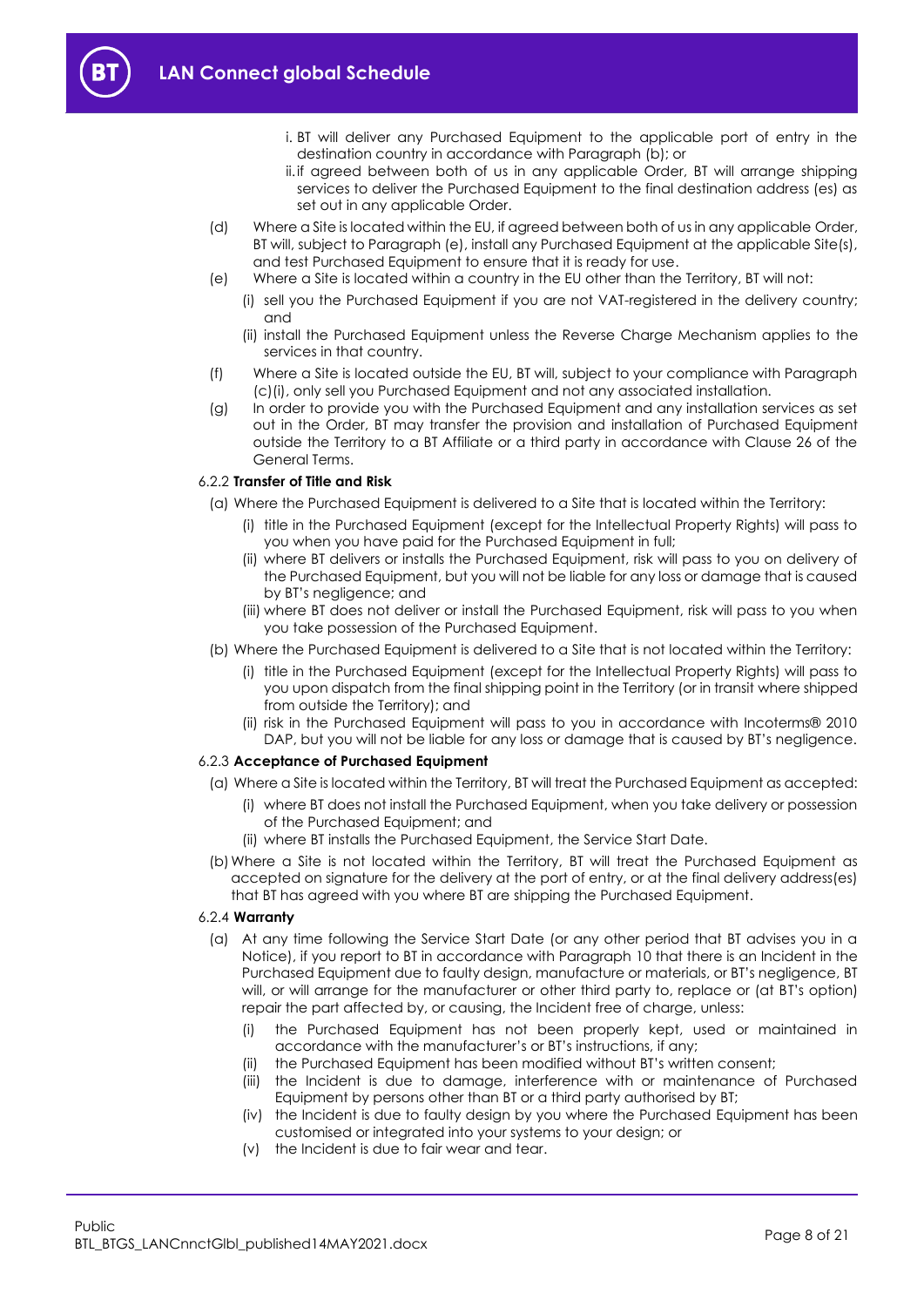i. BT will deliver any Purchased Equipment to the applicable port of entry in the destination country in accordance with Paragraph (b); or

ii. if agreed between both of us in any applicable Order, BT will arrange shipping services to deliver the Purchased Equipment to the final destination address (es) as set out in any applicable Order.

(d) Where a Site is located within the EU, if agreed between both of us in any applicable Order, BT will, subject to Paragraph (e), install any Purchased Equipment at the applicable Site(s), and test Purchased Equipment to ensure that it is ready for use.

(e) Where a Site is located within a country in the EU other than the Territory, BT will not:

(i) sell you the Purchased Equipment if you are not VAT-registered in the delivery country; and

(ii) install the Purchased Equipment unless the Reverse Charge Mechanism applies to the services in that country.

(f) Where a Site is located outside the EU, BT will, subject to your compliance with Paragraph (c)(i), only sell you Purchased Equipment and not any associated installation.

(g) In order to provide you with the Purchased Equipment and any installation services as set out in the Order, BT may transfer the provision and installation of Purchased Equipment outside the Territory to a BT Affiliate or a third party in accordance with Clause 26 of the General Terms.

6.2.2 **Transfer of Title and Risk**

(a) Where the Purchased Equipment is delivered to a Site that is located within the Territory:

(i) title in the Purchased Equipment (except for the Intellectual Property Rights) will pass to you when you have paid for the Purchased Equipment in full;

(ii) where BT delivers or installs the Purchased Equipment, risk will pass to you on delivery of the Purchased Equipment, but you will not be liable for any loss or damage that is caused by BT's negligence; and

(iii) where BT does not deliver or install the Purchased Equipment, risk will pass to you when you take possession of the Purchased Equipment.

(b) Where the Purchased Equipment is delivered to a Site that is not located within the Territory:

(i) title in the Purchased Equipment (except for the Intellectual Property Rights) will pass to you upon dispatch from the final shipping point in the Territory (or in transit where shipped from outside the Territory); and

(ii) risk in the Purchased Equipment will pass to you in accordance with Incoterms® 2010 DAP, but you will not be liable for any loss or damage that is caused by BT's negligence.

6.2.3 **Acceptance of Purchased Equipment**

(a) Where a Site is located within the Territory, BT will treat the Purchased Equipment as accepted:

(i) where BT does not install the Purchased Equipment, when you take delivery or possession of the Purchased Equipment; and

(ii) where BT installs the Purchased Equipment, the Service Start Date.

(b) Where a Site is not located within the Territory, BT will treat the Purchased Equipment as accepted on signature for the delivery at the port of entry, or at the final delivery address(es) that BT has agreed with you where BT are shipping the Purchased Equipment.

6.2.4 **Warranty**

(a) At any time following the Service Start Date (or any other period that BT advises you in a Notice), if you report to BT in accordance with Paragraph 10 that there is an Incident in the Purchased Equipment due to faulty design, manufacture or materials, or BT's negligence, BT will, or will arrange for the manufacturer or other third party to, replace or (at BT's option) repair the part affected by, or causing, the Incident free of charge, unless:

(i) the Purchased Equipment has not been properly kept, used or maintained in accordance with the manufacturer's or BT's instructions, if any;

(ii) the Purchased Equipment has been modified without BT's written consent;

(iii) the Incident is due to damage, interference with or maintenance of Purchased Equipment by persons other than BT or a third party authorised by BT;

(iv) the Incident is due to faulty design by you where the Purchased Equipment has been customised or integrated into your systems to your design; or

(v) the Incident is due to fair wear and tear.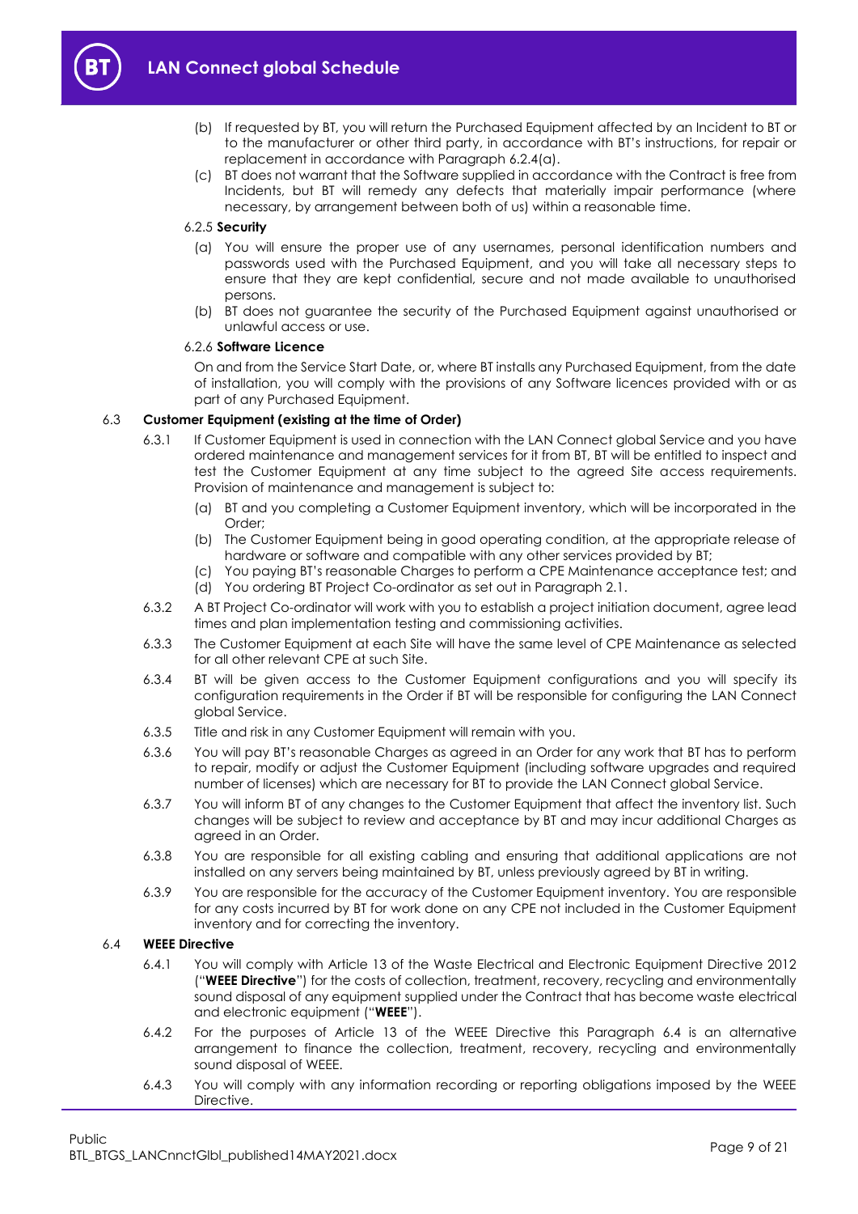(b) If requested by BT, you will return the Purchased Equipment affected by an Incident to BT or to the manufacturer or other third party, in accordance with BT's instructions, for repair or replacement in accordance with Paragraph 6.2.4(a).

(c) BT does not warrant that the Software supplied in accordance with the Contract is free from Incidents, but BT will remedy any defects that materially impair performance (where necessary, by arrangement between both of us) within a reasonable time.

6.2.5 **Security**

(a) You will ensure the proper use of any usernames, personal identification numbers and passwords used with the Purchased Equipment, and you will take all necessary steps to ensure that they are kept confidential, secure and not made available to unauthorised persons.

(b) BT does not guarantee the security of the Purchased Equipment against unauthorised or unlawful access or use.

6.2.6 **Software Licence**

On and from the Service Start Date, or, where BT installs any Purchased Equipment, from the date of installation, you will comply with the provisions of any Software licences provided with or as part of any Purchased Equipment.

6.3 **Customer Equipment (existing at the time of Order)**

6.3.1 If Customer Equipment is used in connection with the LAN Connect global Service and you have ordered maintenance and management services for it from BT, BT will be entitled to inspect and test the Customer Equipment at any time subject to the agreed Site access requirements. Provision of maintenance and management is subject to:

(a) BT and you completing a Customer Equipment inventory, which will be incorporated in the Order;

(b) The Customer Equipment being in good operating condition, at the appropriate release of hardware or software and compatible with any other services provided by BT;

(c) You paying BT's reasonable Charges to perform a CPE Maintenance acceptance test; and

(d) You ordering BT Project Co-ordinator as set out in Paragraph 2.1.

6.3.2 A BT Project Co-ordinator will work with you to establish a project initiation document, agree lead times and plan implementation testing and commissioning activities.

6.3.3 The Customer Equipment at each Site will have the same level of CPE Maintenance as selected for all other relevant CPE at such Site.

6.3.4 BT will be given access to the Customer Equipment configurations and you will specify its configuration requirements in the Order if BT will be responsible for configuring the LAN Connect global Service.

6.3.5 Title and risk in any Customer Equipment will remain with you.

6.3.6 You will pay BT's reasonable Charges as agreed in an Order for any work that BT has to perform to repair, modify or adjust the Customer Equipment (including software upgrades and required number of licenses) which are necessary for BT to provide the LAN Connect global Service.

6.3.7 You will inform BT of any changes to the Customer Equipment that affect the inventory list. Such changes will be subject to review and acceptance by BT and may incur additional Charges as agreed in an Order.

6.3.8 You are responsible for all existing cabling and ensuring that additional applications are not installed on any servers being maintained by BT, unless previously agreed by BT in writing.

6.3.9 You are responsible for the accuracy of the Customer Equipment inventory. You are responsible for any costs incurred by BT for work done on any CPE not included in the Customer Equipment inventory and for correcting the inventory.

6.4 **WEEE Directive**

6.4.1 You will comply with Article 13 of the Waste Electrical and Electronic Equipment Directive 2012 ("**WEEE Directive**") for the costs of collection, treatment, recovery, recycling and environmentally sound disposal of any equipment supplied under the Contract that has become waste electrical and electronic equipment ("**WEEE**").

6.4.2 For the purposes of Article 13 of the WEEE Directive this Paragraph 6.4 is an alternative arrangement to finance the collection, treatment, recovery, recycling and environmentally sound disposal of WEEE.

6.4.3 You will comply with any information recording or reporting obligations imposed by the WEEE Directive.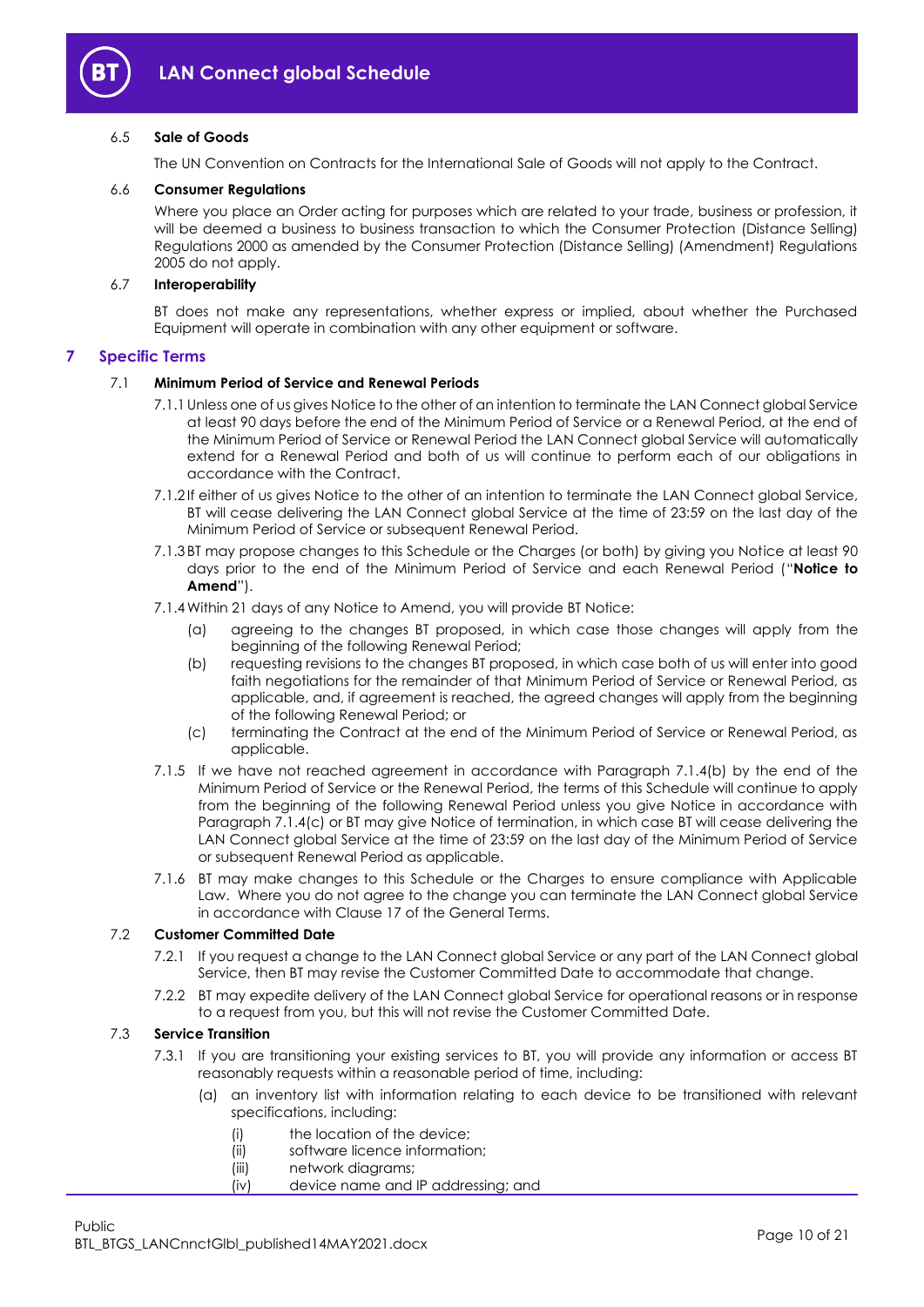### 6.5 Sale of Goods

The UN Convention on Contracts for the International Sale of Goods will not apply to the Contract.

### 6.6 Consumer Regulations

Where you place an Order acting for purposes which are related to your trade, business or profession, it will be deemed a business to business transaction to which the Consumer Protection (Distance Selling) Regulations 2000 as amended by the Consumer Protection (Distance Selling) (Amendment) Regulations 2005 do not apply.

### 6.7 Interoperability

BT does not make any representations, whether express or implied, about whether the Purchased Equipment will operate in combination with any other equipment or software.

## 7 Specific Terms

### 7.1 Minimum Period of Service and Renewal Periods

7.1.1 Unless one of us gives Notice to the other of an intention to terminate the LAN Connect global Service at least 90 days before the end of the Minimum Period of Service or a Renewal Period, at the end of the Minimum Period of Service or Renewal Period the LAN Connect global Service will automatically extend for a Renewal Period and both of us will continue to perform each of our obligations in accordance with the Contract.

7.1.2 If either of us gives Notice to the other of an intention to terminate the LAN Connect global Service, BT will cease delivering the LAN Connect global Service at the time of 23:59 on the last day of the Minimum Period of Service or subsequent Renewal Period.

7.1.3 BT may propose changes to this Schedule or the Charges (or both) by giving you Notice at least 90 days prior to the end of the Minimum Period of Service and each Renewal Period ("**Notice to Amend**").

7.1.4 Within 21 days of any Notice to Amend, you will provide BT Notice:

(a) agreeing to the changes BT proposed, in which case those changes will apply from the beginning of the following Renewal Period;

(b) requesting revisions to the changes BT proposed, in which case both of us will enter into good faith negotiations for the remainder of that Minimum Period of Service or Renewal Period, as applicable, and, if agreement is reached, the agreed changes will apply from the beginning of the following Renewal Period; or

(c) terminating the Contract at the end of the Minimum Period of Service or Renewal Period, as applicable.

7.1.5 If we have not reached agreement in accordance with Paragraph 7.1.4(b) by the end of the Minimum Period of Service or the Renewal Period, the terms of this Schedule will continue to apply from the beginning of the following Renewal Period unless you give Notice in accordance with Paragraph 7.1.4(c) or BT may give Notice of termination, in which case BT will cease delivering the LAN Connect global Service at the time of 23:59 on the last day of the Minimum Period of Service or subsequent Renewal Period as applicable.

7.1.6 BT may make changes to this Schedule or the Charges to ensure compliance with Applicable Law. Where you do not agree to the change you can terminate the LAN Connect global Service in accordance with Clause 17 of the General Terms.

### 7.2 Customer Committed Date

7.2.1 If you request a change to the LAN Connect global Service or any part of the LAN Connect global Service, then BT may revise the Customer Committed Date to accommodate that change.

7.2.2 BT may expedite delivery of the LAN Connect global Service for operational reasons or in response to a request from you, but this will not revise the Customer Committed Date.

### 7.3 Service Transition

7.3.1 If you are transitioning your existing services to BT, you will provide any information or access BT reasonably requests within a reasonable period of time, including:

(a) an inventory list with information relating to each device to be transitioned with relevant specifications, including:

(i) the location of the device;
(ii) software licence information;
(iii) network diagrams;
(iv) device name and IP addressing; and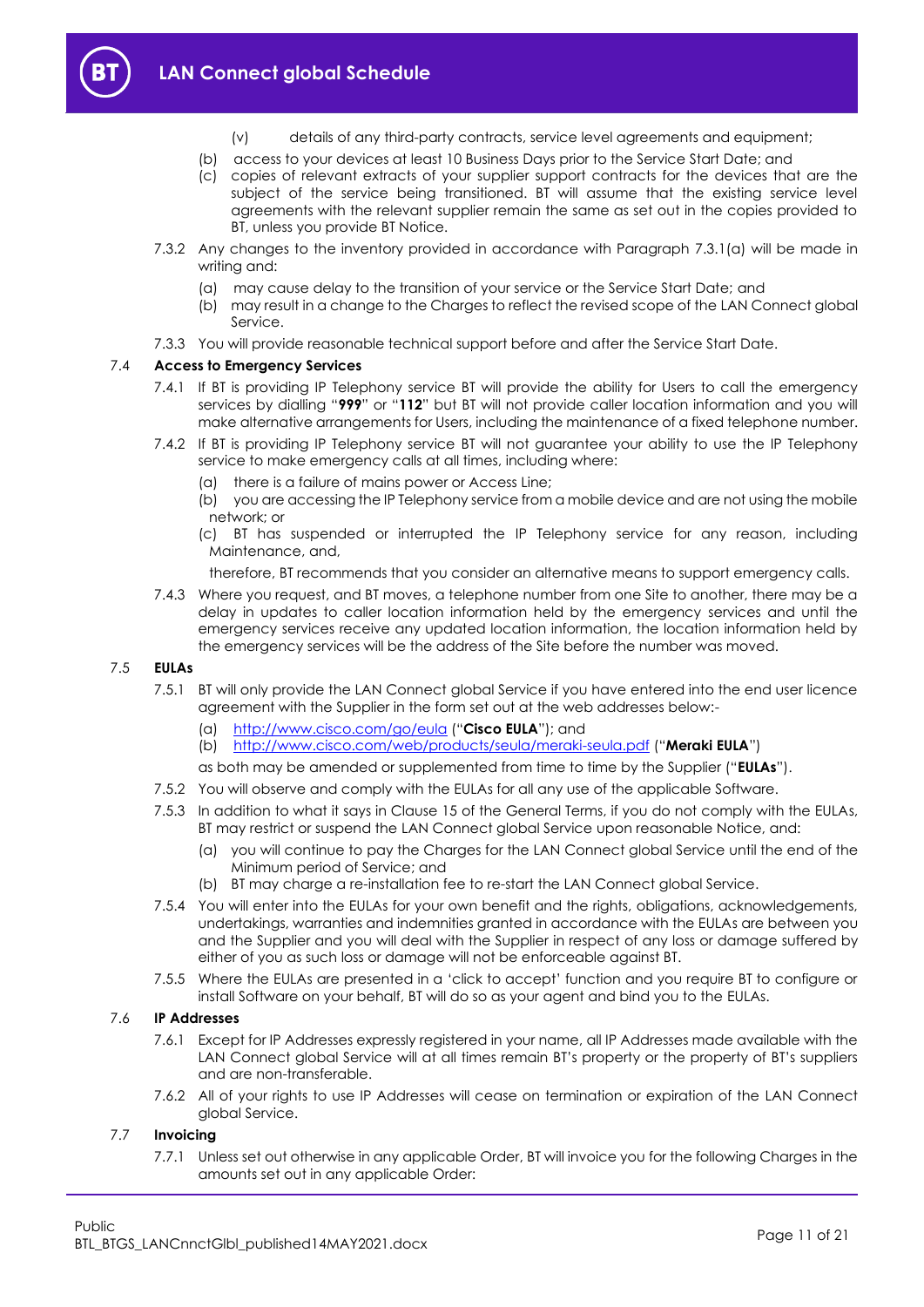(v) details of any third-party contracts, service level agreements and equipment;

(b) access to your devices at least 10 Business Days prior to the Service Start Date; and

(c) copies of relevant extracts of your supplier support contracts for the devices that are the subject of the service being transitioned. BT will assume that the existing service level agreements with the relevant supplier remain the same as set out in the copies provided to BT, unless you provide BT Notice.

7.3.2 Any changes to the inventory provided in accordance with Paragraph 7.3.1(a) will be made in writing and:

(a) may cause delay to the transition of your service or the Service Start Date; and

(b) may result in a change to the Charges to reflect the revised scope of the LAN Connect global Service.

7.3.3 You will provide reasonable technical support before and after the Service Start Date.

7.4 **Access to Emergency Services**

7.4.1 If BT is providing IP Telephony service BT will provide the ability for Users to call the emergency services by dialling "**999**" or "**112**" but BT will not provide caller location information and you will make alternative arrangements for Users, including the maintenance of a fixed telephone number.

7.4.2 If BT is providing IP Telephony service BT will not guarantee your ability to use the IP Telephony service to make emergency calls at all times, including where:

(a) there is a failure of mains power or Access Line;

(b) you are accessing the IP Telephony service from a mobile device and are not using the mobile network; or

(c) BT has suspended or interrupted the IP Telephony service for any reason, including Maintenance, and,

therefore, BT recommends that you consider an alternative means to support emergency calls.

7.4.3 Where you request, and BT moves, a telephone number from one Site to another, there may be a delay in updates to caller location information held by the emergency services and until the emergency services receive any updated location information, the location information held by the emergency services will be the address of the Site before the number was moved.

7.5 **EULAs**

7.5.1 BT will only provide the LAN Connect global Service if you have entered into the end user licence agreement with the Supplier in the form set out at the web addresses below:-

(a) http://www.cisco.com/go/eula ("**Cisco EULA**"); and

(b) http://www.cisco.com/web/products/seula/meraki-seula.pdf ("**Meraki EULA**")

as both may be amended or supplemented from time to time by the Supplier ("**EULAs**").

7.5.2 You will observe and comply with the EULAs for all any use of the applicable Software.

7.5.3 In addition to what it says in Clause 15 of the General Terms, if you do not comply with the EULAs, BT may restrict or suspend the LAN Connect global Service upon reasonable Notice, and:

(a) you will continue to pay the Charges for the LAN Connect global Service until the end of the Minimum period of Service; and

(b) BT may charge a re-installation fee to re-start the LAN Connect global Service.

7.5.4 You will enter into the EULAs for your own benefit and the rights, obligations, acknowledgements, undertakings, warranties and indemnities granted in accordance with the EULAs are between you and the Supplier and you will deal with the Supplier in respect of any loss or damage suffered by either of you as such loss or damage will not be enforceable against BT.

7.5.5 Where the EULAs are presented in a 'click to accept' function and you require BT to configure or install Software on your behalf, BT will do so as your agent and bind you to the EULAs.

7.6 **IP Addresses**

7.6.1 Except for IP Addresses expressly registered in your name, all IP Addresses made available with the LAN Connect global Service will at all times remain BT's property or the property of BT's suppliers and are non-transferable.

7.6.2 All of your rights to use IP Addresses will cease on termination or expiration of the LAN Connect global Service.

7.7 **Invoicing**

7.7.1 Unless set out otherwise in any applicable Order, BT will invoice you for the following Charges in the amounts set out in any applicable Order: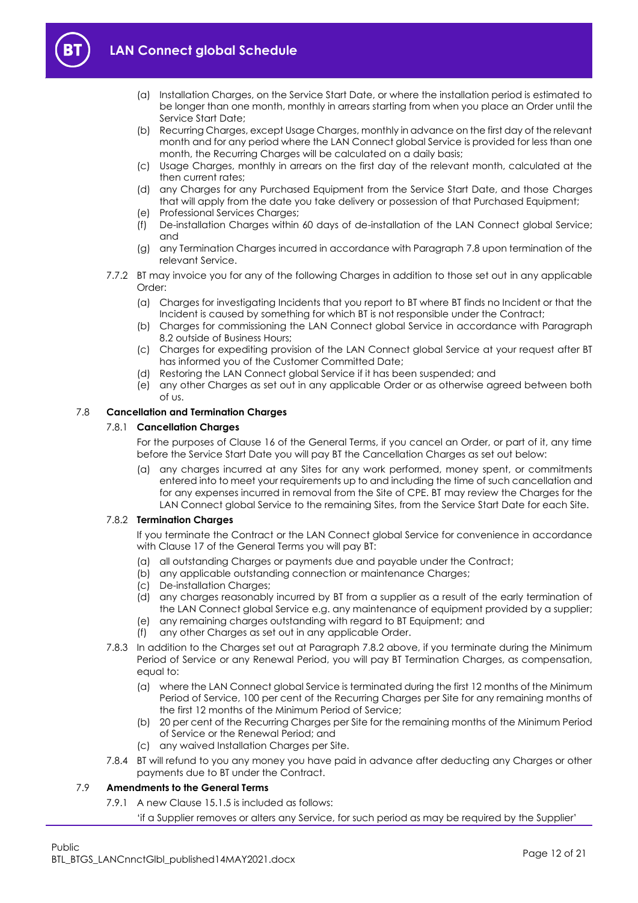(a) Installation Charges, on the Service Start Date, or where the installation period is estimated to be longer than one month, monthly in arrears starting from when you place an Order until the Service Start Date;

(b) Recurring Charges, except Usage Charges, monthly in advance on the first day of the relevant month and for any period where the LAN Connect global Service is provided for less than one month, the Recurring Charges will be calculated on a daily basis;

(c) Usage Charges, monthly in arrears on the first day of the relevant month, calculated at the then current rates;

(d) any Charges for any Purchased Equipment from the Service Start Date, and those Charges that will apply from the date you take delivery or possession of that Purchased Equipment;

(e) Professional Services Charges;

(f) De-installation Charges within 60 days of de-installation of the LAN Connect global Service; and

(g) any Termination Charges incurred in accordance with Paragraph 7.8 upon termination of the relevant Service.

7.7.2 BT may invoice you for any of the following Charges in addition to those set out in any applicable Order:

(a) Charges for investigating Incidents that you report to BT where BT finds no Incident or that the Incident is caused by something for which BT is not responsible under the Contract;

(b) Charges for commissioning the LAN Connect global Service in accordance with Paragraph 8.2 outside of Business Hours;

(c) Charges for expediting provision of the LAN Connect global Service at your request after BT has informed you of the Customer Committed Date;

(d) Restoring the LAN Connect global Service if it has been suspended; and

(e) any other Charges as set out in any applicable Order or as otherwise agreed between both of us.

### 7.8 Cancellation and Termination Charges

#### 7.8.1 Cancellation Charges

For the purposes of Clause 16 of the General Terms, if you cancel an Order, or part of it, any time before the Service Start Date you will pay BT the Cancellation Charges as set out below:

(a) any charges incurred at any Sites for any work performed, money spent, or commitments entered into to meet your requirements up to and including the time of such cancellation and for any expenses incurred in removal from the Site of CPE. BT may review the Charges for the LAN Connect global Service to the remaining Sites, from the Service Start Date for each Site.

#### 7.8.2 Termination Charges

If you terminate the Contract or the LAN Connect global Service for convenience in accordance with Clause 17 of the General Terms you will pay BT:

(a) all outstanding Charges or payments due and payable under the Contract;

(b) any applicable outstanding connection or maintenance Charges;

(c) De-installation Charges;

(d) any charges reasonably incurred by BT from a supplier as a result of the early termination of the LAN Connect global Service e.g. any maintenance of equipment provided by a supplier;

(e) any remaining charges outstanding with regard to BT Equipment; and

(f) any other Charges as set out in any applicable Order.

7.8.3 In addition to the Charges set out at Paragraph 7.8.2 above, if you terminate during the Minimum Period of Service or any Renewal Period, you will pay BT Termination Charges, as compensation, equal to:

(a) where the LAN Connect global Service is terminated during the first 12 months of the Minimum Period of Service, 100 per cent of the Recurring Charges per Site for any remaining months of the first 12 months of the Minimum Period of Service;

(b) 20 per cent of the Recurring Charges per Site for the remaining months of the Minimum Period of Service or the Renewal Period; and

(c) any waived Installation Charges per Site.

7.8.4 BT will refund to you any money you have paid in advance after deducting any Charges or other payments due to BT under the Contract.

### 7.9 Amendments to the General Terms

7.9.1 A new Clause 15.1.5 is included as follows:

'if a Supplier removes or alters any Service, for such period as may be required by the Supplier'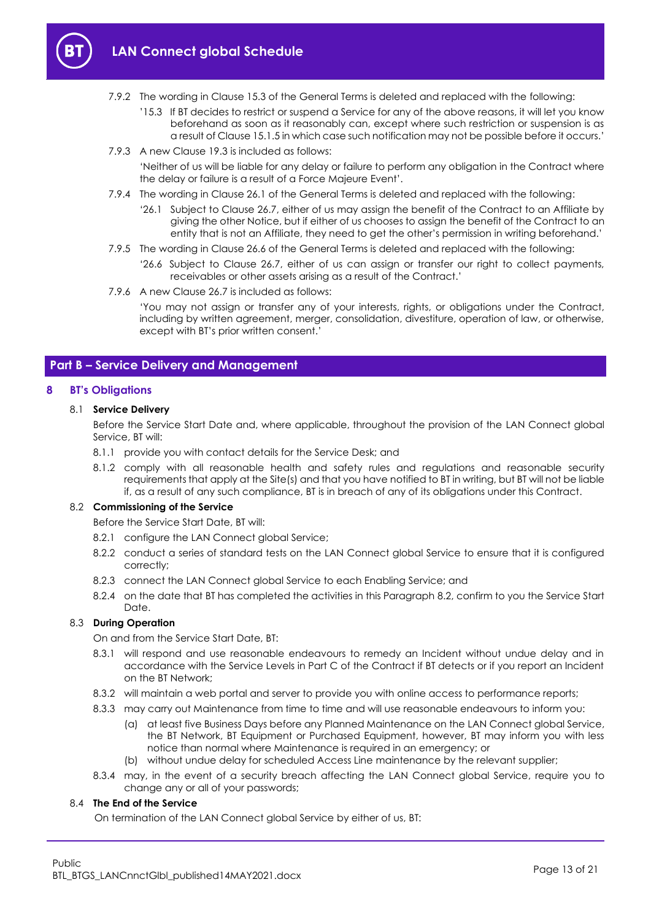7.9.2 The wording in Clause 15.3 of the General Terms is deleted and replaced with the following:

'15.3 If BT decides to restrict or suspend a Service for any of the above reasons, it will let you know beforehand as soon as it reasonably can, except where such restriction or suspension is as a result of Clause 15.1.5 in which case such notification may not be possible before it occurs.'

7.9.3 A new Clause 19.3 is included as follows:

'Neither of us will be liable for any delay or failure to perform any obligation in the Contract where the delay or failure is a result of a Force Majeure Event'.

7.9.4 The wording in Clause 26.1 of the General Terms is deleted and replaced with the following:

'26.1 Subject to Clause 26.7, either of us may assign the benefit of the Contract to an Affiliate by giving the other Notice, but if either of us chooses to assign the benefit of the Contract to an entity that is not an Affiliate, they need to get the other's permission in writing beforehand.'

7.9.5 The wording in Clause 26.6 of the General Terms is deleted and replaced with the following:

'26.6 Subject to Clause 26.7, either of us can assign or transfer our right to collect payments, receivables or other assets arising as a result of the Contract.'

7.9.6 A new Clause 26.7 is included as follows:

'You may not assign or transfer any of your interests, rights, or obligations under the Contract, including by written agreement, merger, consolidation, divestiture, operation of law, or otherwise, except with BT's prior written consent.'

## Part B – Service Delivery and Management

## 8 BT's Obligations

### 8.1 Service Delivery

Before the Service Start Date and, where applicable, throughout the provision of the LAN Connect global Service, BT will:

8.1.1 provide you with contact details for the Service Desk; and

8.1.2 comply with all reasonable health and safety rules and regulations and reasonable security requirements that apply at the Site(s) and that you have notified to BT in writing, but BT will not be liable if, as a result of any such compliance, BT is in breach of any of its obligations under this Contract.

### 8.2 Commissioning of the Service

Before the Service Start Date, BT will:

8.2.1 configure the LAN Connect global Service;

8.2.2 conduct a series of standard tests on the LAN Connect global Service to ensure that it is configured correctly;

8.2.3 connect the LAN Connect global Service to each Enabling Service; and

8.2.4 on the date that BT has completed the activities in this Paragraph 8.2, confirm to you the Service Start Date.

### 8.3 During Operation

On and from the Service Start Date, BT:

8.3.1 will respond and use reasonable endeavours to remedy an Incident without undue delay and in accordance with the Service Levels in Part C of the Contract if BT detects or if you report an Incident on the BT Network;

8.3.2 will maintain a web portal and server to provide you with online access to performance reports;

8.3.3 may carry out Maintenance from time to time and will use reasonable endeavours to inform you:

(a) at least five Business Days before any Planned Maintenance on the LAN Connect global Service, the BT Network, BT Equipment or Purchased Equipment, however, BT may inform you with less notice than normal where Maintenance is required in an emergency; or

(b) without undue delay for scheduled Access Line maintenance by the relevant supplier;

8.3.4 may, in the event of a security breach affecting the LAN Connect global Service, require you to change any or all of your passwords;

### 8.4 The End of the Service

On termination of the LAN Connect global Service by either of us, BT: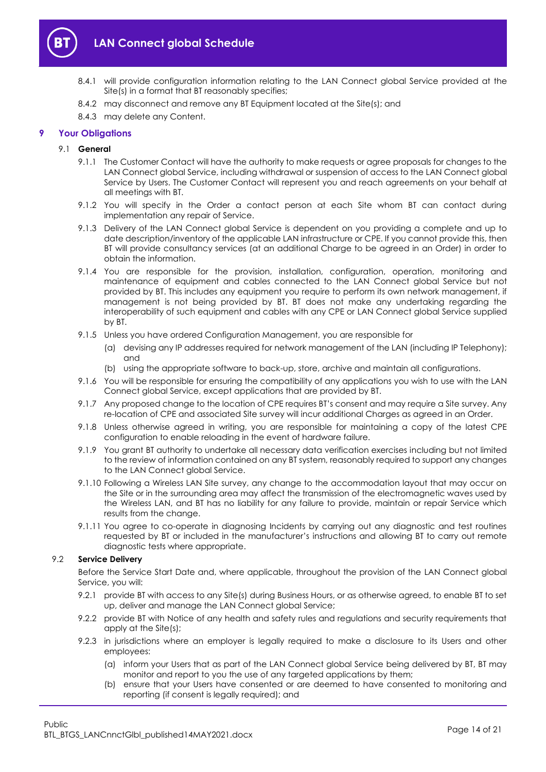8.4.1 will provide configuration information relating to the LAN Connect global Service provided at the Site(s) in a format that BT reasonably specifies;

8.4.2 may disconnect and remove any BT Equipment located at the Site(s); and

8.4.3 may delete any Content.

## 9 Your Obligations

### 9.1 General

9.1.1 The Customer Contact will have the authority to make requests or agree proposals for changes to the LAN Connect global Service, including withdrawal or suspension of access to the LAN Connect global Service by Users. The Customer Contact will represent you and reach agreements on your behalf at all meetings with BT.

9.1.2 You will specify in the Order a contact person at each Site whom BT can contact during implementation any repair of Service.

9.1.3 Delivery of the LAN Connect global Service is dependent on you providing a complete and up to date description/inventory of the applicable LAN infrastructure or CPE. If you cannot provide this, then BT will provide consultancy services (at an additional Charge to be agreed in an Order) in order to obtain the information.

9.1.4 You are responsible for the provision, installation, configuration, operation, monitoring and maintenance of equipment and cables connected to the LAN Connect global Service but not provided by BT. This includes any equipment you require to perform its own network management, if management is not being provided by BT. BT does not make any undertaking regarding the interoperability of such equipment and cables with any CPE or LAN Connect global Service supplied by BT.

9.1.5 Unless you have ordered Configuration Management, you are responsible for

(a) devising any IP addresses required for network management of the LAN (including IP Telephony); and

(b) using the appropriate software to back-up, store, archive and maintain all configurations.

9.1.6 You will be responsible for ensuring the compatibility of any applications you wish to use with the LAN Connect global Service, except applications that are provided by BT.

9.1.7 Any proposed change to the location of CPE requires BT's consent and may require a Site survey. Any re-location of CPE and associated Site survey will incur additional Charges as agreed in an Order.

9.1.8 Unless otherwise agreed in writing, you are responsible for maintaining a copy of the latest CPE configuration to enable reloading in the event of hardware failure.

9.1.9 You grant BT authority to undertake all necessary data verification exercises including but not limited to the review of information contained on any BT system, reasonably required to support any changes to the LAN Connect global Service.

9.1.10 Following a Wireless LAN Site survey, any change to the accommodation layout that may occur on the Site or in the surrounding area may affect the transmission of the electromagnetic waves used by the Wireless LAN, and BT has no liability for any failure to provide, maintain or repair Service which results from the change.

9.1.11 You agree to co-operate in diagnosing Incidents by carrying out any diagnostic and test routines requested by BT or included in the manufacturer's instructions and allowing BT to carry out remote diagnostic tests where appropriate.

### 9.2 Service Delivery

Before the Service Start Date and, where applicable, throughout the provision of the LAN Connect global Service, you will:

9.2.1 provide BT with access to any Site(s) during Business Hours, or as otherwise agreed, to enable BT to set up, deliver and manage the LAN Connect global Service;

9.2.2 provide BT with Notice of any health and safety rules and regulations and security requirements that apply at the Site(s);

9.2.3 in jurisdictions where an employer is legally required to make a disclosure to its Users and other employees:

(a) inform your Users that as part of the LAN Connect global Service being delivered by BT, BT may monitor and report to you the use of any targeted applications by them;

(b) ensure that your Users have consented or are deemed to have consented to monitoring and reporting (if consent is legally required); and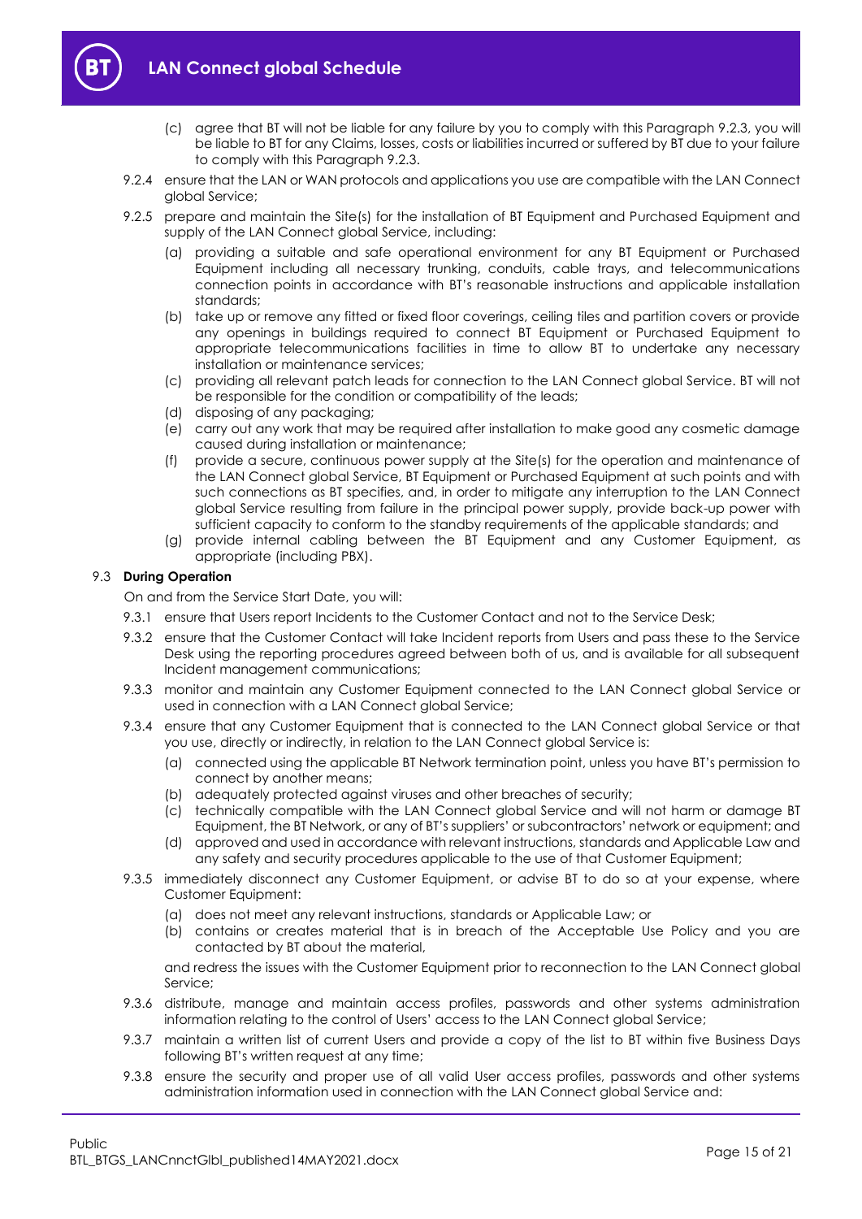(c) agree that BT will not be liable for any failure by you to comply with this Paragraph 9.2.3, you will be liable to BT for any Claims, losses, costs or liabilities incurred or suffered by BT due to your failure to comply with this Paragraph 9.2.3.

9.2.4 ensure that the LAN or WAN protocols and applications you use are compatible with the LAN Connect global Service;

9.2.5 prepare and maintain the Site(s) for the installation of BT Equipment and Purchased Equipment and supply of the LAN Connect global Service, including:

(a) providing a suitable and safe operational environment for any BT Equipment or Purchased Equipment including all necessary trunking, conduits, cable trays, and telecommunications connection points in accordance with BT's reasonable instructions and applicable installation standards;

(b) take up or remove any fitted or fixed floor coverings, ceiling tiles and partition covers or provide any openings in buildings required to connect BT Equipment or Purchased Equipment to appropriate telecommunications facilities in time to allow BT to undertake any necessary installation or maintenance services;

(c) providing all relevant patch leads for connection to the LAN Connect global Service. BT will not be responsible for the condition or compatibility of the leads;

(d) disposing of any packaging;

(e) carry out any work that may be required after installation to make good any cosmetic damage caused during installation or maintenance;

(f) provide a secure, continuous power supply at the Site(s) for the operation and maintenance of the LAN Connect global Service, BT Equipment or Purchased Equipment at such points and with such connections as BT specifies, and, in order to mitigate any interruption to the LAN Connect global Service resulting from failure in the principal power supply, provide back-up power with sufficient capacity to conform to the standby requirements of the applicable standards; and

(g) provide internal cabling between the BT Equipment and any Customer Equipment, as appropriate (including PBX).

### 9.3 During Operation

On and from the Service Start Date, you will:

9.3.1 ensure that Users report Incidents to the Customer Contact and not to the Service Desk;

9.3.2 ensure that the Customer Contact will take Incident reports from Users and pass these to the Service Desk using the reporting procedures agreed between both of us, and is available for all subsequent Incident management communications;

9.3.3 monitor and maintain any Customer Equipment connected to the LAN Connect global Service or used in connection with a LAN Connect global Service;

9.3.4 ensure that any Customer Equipment that is connected to the LAN Connect global Service or that you use, directly or indirectly, in relation to the LAN Connect global Service is:

(a) connected using the applicable BT Network termination point, unless you have BT's permission to connect by another means;

(b) adequately protected against viruses and other breaches of security;

(c) technically compatible with the LAN Connect global Service and will not harm or damage BT Equipment, the BT Network, or any of BT's suppliers' or subcontractors' network or equipment; and

(d) approved and used in accordance with relevant instructions, standards and Applicable Law and any safety and security procedures applicable to the use of that Customer Equipment;

9.3.5 immediately disconnect any Customer Equipment, or advise BT to do so at your expense, where Customer Equipment:

(a) does not meet any relevant instructions, standards or Applicable Law; or

(b) contains or creates material that is in breach of the Acceptable Use Policy and you are contacted by BT about the material,

and redress the issues with the Customer Equipment prior to reconnection to the LAN Connect global Service;

9.3.6 distribute, manage and maintain access profiles, passwords and other systems administration information relating to the control of Users' access to the LAN Connect global Service;

9.3.7 maintain a written list of current Users and provide a copy of the list to BT within five Business Days following BT's written request at any time;

9.3.8 ensure the security and proper use of all valid User access profiles, passwords and other systems administration information used in connection with the LAN Connect global Service and: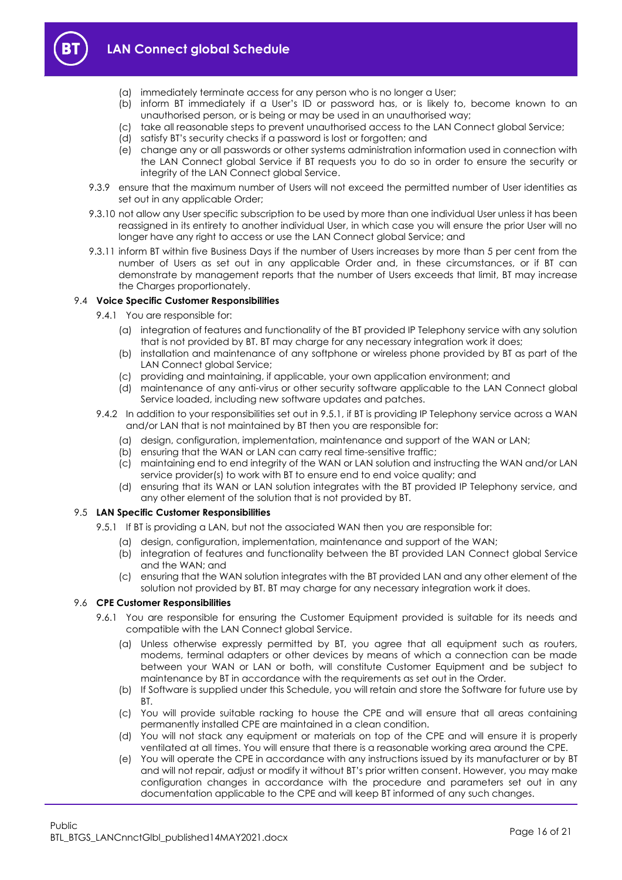- (a) immediately terminate access for any person who is no longer a User;
- (b) inform BT immediately if a User's ID or password has, or is likely to, become known to an unauthorised person, or is being or may be used in an unauthorised way;
- (c) take all reasonable steps to prevent unauthorised access to the LAN Connect global Service;
- (d) satisfy BT's security checks if a password is lost or forgotten; and
- (e) change any or all passwords or other systems administration information used in connection with the LAN Connect global Service if BT requests you to do so in order to ensure the security or integrity of the LAN Connect global Service.

9.3.9 ensure that the maximum number of Users will not exceed the permitted number of User identities as set out in any applicable Order;

9.3.10 not allow any User specific subscription to be used by more than one individual User unless it has been reassigned in its entirety to another individual User, in which case you will ensure the prior User will no longer have any right to access or use the LAN Connect global Service; and

9.3.11 inform BT within five Business Days if the number of Users increases by more than 5 per cent from the number of Users as set out in any applicable Order and, in these circumstances, or if BT can demonstrate by management reports that the number of Users exceeds that limit, BT may increase the Charges proportionately.

9.4 **Voice Specific Customer Responsibilities**

9.4.1 You are responsible for:

- (a) integration of features and functionality of the BT provided IP Telephony service with any solution that is not provided by BT. BT may charge for any necessary integration work it does;
- (b) installation and maintenance of any softphone or wireless phone provided by BT as part of the LAN Connect global Service;
- (c) providing and maintaining, if applicable, your own application environment; and
- (d) maintenance of any anti-virus or other security software applicable to the LAN Connect global Service loaded, including new software updates and patches.

9.4.2 In addition to your responsibilities set out in 9.5.1, if BT is providing IP Telephony service across a WAN and/or LAN that is not maintained by BT then you are responsible for:

- (a) design, configuration, implementation, maintenance and support of the WAN or LAN;
- (b) ensuring that the WAN or LAN can carry real time-sensitive traffic;
- (c) maintaining end to end integrity of the WAN or LAN solution and instructing the WAN and/or LAN service provider(s) to work with BT to ensure end to end voice quality; and
- (d) ensuring that its WAN or LAN solution integrates with the BT provided IP Telephony service, and any other element of the solution that is not provided by BT.

9.5 **LAN Specific Customer Responsibilities**

9.5.1 If BT is providing a LAN, but not the associated WAN then you are responsible for:

- (a) design, configuration, implementation, maintenance and support of the WAN;
- (b) integration of features and functionality between the BT provided LAN Connect global Service and the WAN; and
- (c) ensuring that the WAN solution integrates with the BT provided LAN and any other element of the solution not provided by BT. BT may charge for any necessary integration work it does.

9.6 **CPE Customer Responsibilities**

9.6.1 You are responsible for ensuring the Customer Equipment provided is suitable for its needs and compatible with the LAN Connect global Service.

- (a) Unless otherwise expressly permitted by BT, you agree that all equipment such as routers, modems, terminal adapters or other devices by means of which a connection can be made between your WAN or LAN or both, will constitute Customer Equipment and be subject to maintenance by BT in accordance with the requirements as set out in the Order.
- (b) If Software is supplied under this Schedule, you will retain and store the Software for future use by BT.
- (c) You will provide suitable racking to house the CPE and will ensure that all areas containing permanently installed CPE are maintained in a clean condition.
- (d) You will not stack any equipment or materials on top of the CPE and will ensure it is properly ventilated at all times. You will ensure that there is a reasonable working area around the CPE.
- (e) You will operate the CPE in accordance with any instructions issued by its manufacturer or by BT and will not repair, adjust or modify it without BT's prior written consent. However, you may make configuration changes in accordance with the procedure and parameters set out in any documentation applicable to the CPE and will keep BT informed of any such changes.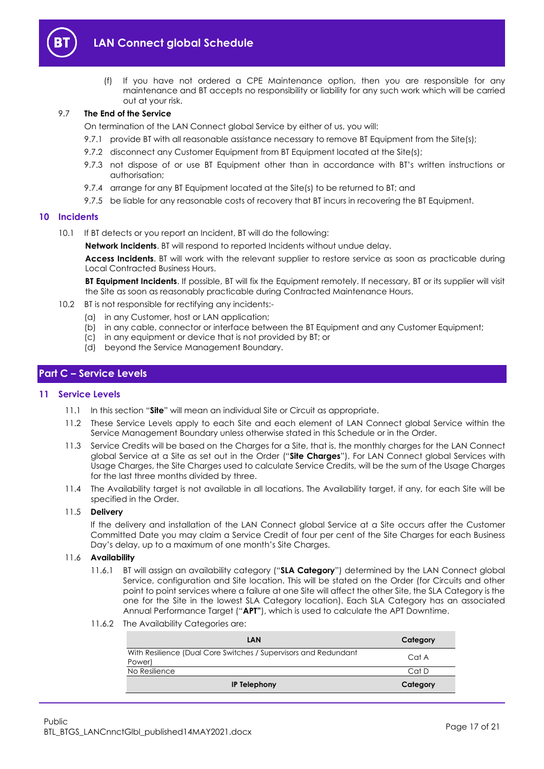(f) If you have not ordered a CPE Maintenance option, then you are responsible for any maintenance and BT accepts no responsibility or liability for any such work which will be carried out at your risk.

### 9.7 The End of the Service

On termination of the LAN Connect global Service by either of us, you will:

9.7.1 provide BT with all reasonable assistance necessary to remove BT Equipment from the Site(s);

9.7.2 disconnect any Customer Equipment from BT Equipment located at the Site(s);

9.7.3 not dispose of or use BT Equipment other than in accordance with BT's written instructions or authorisation;

9.7.4 arrange for any BT Equipment located at the Site(s) to be returned to BT; and

9.7.5 be liable for any reasonable costs of recovery that BT incurs in recovering the BT Equipment.

## 10 Incidents

10.1 If BT detects or you report an Incident, BT will do the following:

**Network Incidents**. BT will respond to reported Incidents without undue delay.

**Access Incidents**. BT will work with the relevant supplier to restore service as soon as practicable during Local Contracted Business Hours.

**BT Equipment Incidents**. If possible, BT will fix the Equipment remotely. If necessary, BT or its supplier will visit the Site as soon as reasonably practicable during Contracted Maintenance Hours.

10.2 BT is not responsible for rectifying any incidents:-

(a) in any Customer, host or LAN application;
(b) in any cable, connector or interface between the BT Equipment and any Customer Equipment;
(c) in any equipment or device that is not provided by BT; or
(d) beyond the Service Management Boundary.

# Part C – Service Levels

## 11 Service Levels

11.1 In this section "**Site**" will mean an individual Site or Circuit as appropriate.

11.2 These Service Levels apply to each Site and each element of LAN Connect global Service within the Service Management Boundary unless otherwise stated in this Schedule or in the Order.

11.3 Service Credits will be based on the Charges for a Site, that is, the monthly charges for the LAN Connect global Service at a Site as set out in the Order ("**Site Charges**"). For LAN Connect global Services with Usage Charges, the Site Charges used to calculate Service Credits, will be the sum of the Usage Charges for the last three months divided by three.

11.4 The Availability target is not available in all locations. The Availability target, if any, for each Site will be specified in the Order.

### 11.5 Delivery

If the delivery and installation of the LAN Connect global Service at a Site occurs after the Customer Committed Date you may claim a Service Credit of four per cent of the Site Charges for each Business Day's delay, up to a maximum of one month's Site Charges.

### 11.6 Availability

11.6.1 BT will assign an availability category ("**SLA Category**") determined by the LAN Connect global Service, configuration and Site location. This will be stated on the Order (for Circuits and other point to point services where a failure at one Site will affect the other Site, the SLA Category is the one for the Site in the lowest SLA Category location). Each SLA Category has an associated Annual Performance Target ("**APT**"), which is used to calculate the APT Downtime.

11.6.2 The Availability Categories are:

| LAN | Category |
|---|---|
| With Resilience (Dual Core Switches / Supervisors and Redundant Power) | Cat A |
| No Resilience | Cat D |
| **IP Telephony** | **Category** |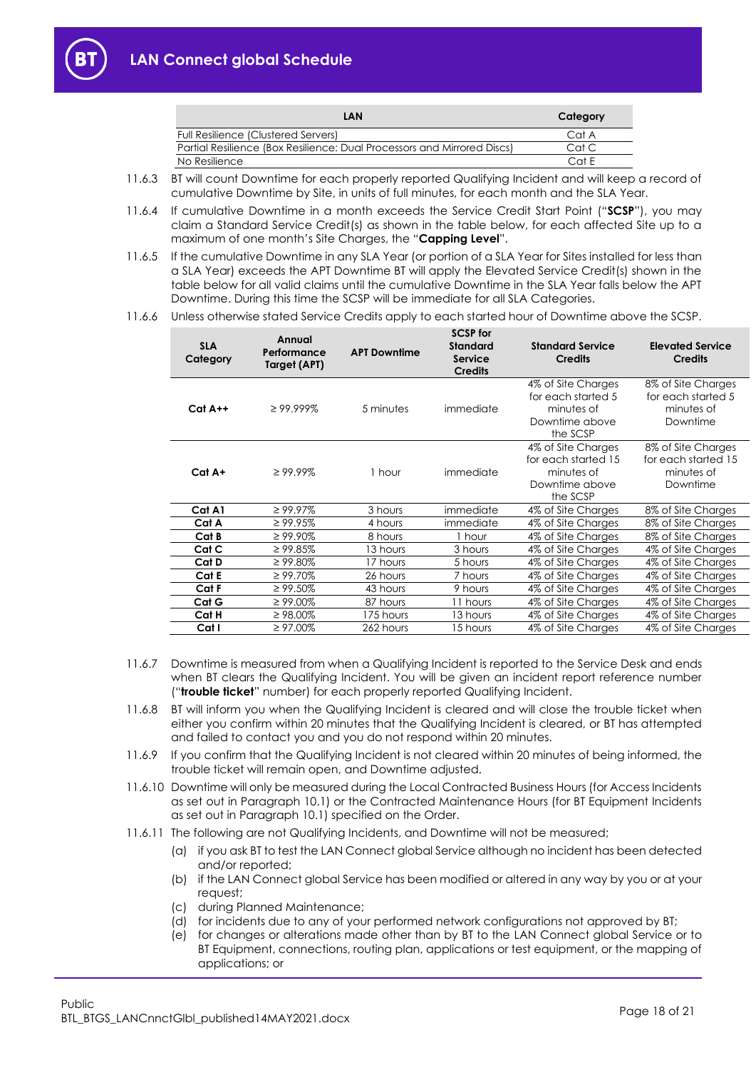| LAN | Category |
|---|---|
| Full Resilience (Clustered Servers) | Cat A |
| Partial Resilience (Box Resilience: Dual Processors and Mirrored Discs) | Cat C |
| No Resilience | Cat E |

11.6.3 BT will count Downtime for each properly reported Qualifying Incident and will keep a record of cumulative Downtime by Site, in units of full minutes, for each month and the SLA Year.

11.6.4 If cumulative Downtime in a month exceeds the Service Credit Start Point ("**SCSP**"), you may claim a Standard Service Credit(s) as shown in the table below, for each affected Site up to a maximum of one month's Site Charges, the "**Capping Level**".

11.6.5 If the cumulative Downtime in any SLA Year (or portion of a SLA Year for Sites installed for less than a SLA Year) exceeds the APT Downtime BT will apply the Elevated Service Credit(s) shown in the table below for all valid claims until the cumulative Downtime in the SLA Year falls below the APT Downtime. During this time the SCSP will be immediate for all SLA Categories.

11.6.6 Unless otherwise stated Service Credits apply to each started hour of Downtime above the SCSP.

| SLA Category | Annual Performance Target (APT) | APT Downtime | SCSP for Standard Service Credits | Standard Service Credits | Elevated Service Credits |
|---|---|---|---|---|---|
| **Cat A++** | ≥ 99.999% | 5 minutes | immediate | 4% of Site Charges for each started 5 minutes of Downtime above the SCSP | 8% of Site Charges for each started 5 minutes of Downtime |
| **Cat A+** | ≥ 99.99% | 1 hour | immediate | 4% of Site Charges for each started 15 minutes of Downtime above the SCSP | 8% of Site Charges for each started 15 minutes of Downtime |
| **Cat A1** | ≥ 99.97% | 3 hours | immediate | 4% of Site Charges | 8% of Site Charges |
| **Cat A** | ≥ 99.95% | 4 hours | immediate | 4% of Site Charges | 8% of Site Charges |
| **Cat B** | ≥ 99.90% | 8 hours | 1 hour | 4% of Site Charges | 8% of Site Charges |
| **Cat C** | ≥ 99.85% | 13 hours | 3 hours | 4% of Site Charges | 4% of Site Charges |
| **Cat D** | ≥ 99.80% | 17 hours | 5 hours | 4% of Site Charges | 4% of Site Charges |
| **Cat E** | ≥ 99.70% | 26 hours | 7 hours | 4% of Site Charges | 4% of Site Charges |
| **Cat F** | ≥ 99.50% | 43 hours | 9 hours | 4% of Site Charges | 4% of Site Charges |
| **Cat G** | ≥ 99.00% | 87 hours | 11 hours | 4% of Site Charges | 4% of Site Charges |
| **Cat H** | ≥ 98.00% | 175 hours | 13 hours | 4% of Site Charges | 4% of Site Charges |
| **Cat I** | ≥ 97.00% | 262 hours | 15 hours | 4% of Site Charges | 4% of Site Charges |

11.6.7 Downtime is measured from when a Qualifying Incident is reported to the Service Desk and ends when BT clears the Qualifying Incident. You will be given an incident report reference number ("**trouble ticket**" number) for each properly reported Qualifying Incident.

11.6.8 BT will inform you when the Qualifying Incident is cleared and will close the trouble ticket when either you confirm within 20 minutes that the Qualifying Incident is cleared, or BT has attempted and failed to contact you and you do not respond within 20 minutes.

11.6.9 If you confirm that the Qualifying Incident is not cleared within 20 minutes of being informed, the trouble ticket will remain open, and Downtime adjusted.

11.6.10 Downtime will only be measured during the Local Contracted Business Hours (for Access Incidents as set out in Paragraph 10.1) or the Contracted Maintenance Hours (for BT Equipment Incidents as set out in Paragraph 10.1) specified on the Order.

11.6.11 The following are not Qualifying Incidents, and Downtime will not be measured;

(a) if you ask BT to test the LAN Connect global Service although no incident has been detected and/or reported;

(b) if the LAN Connect global Service has been modified or altered in any way by you or at your request;

(c) during Planned Maintenance;

(d) for incidents due to any of your performed network configurations not approved by BT;

(e) for changes or alterations made other than by BT to the LAN Connect global Service or to BT Equipment, connections, routing plan, applications or test equipment, or the mapping of applications; or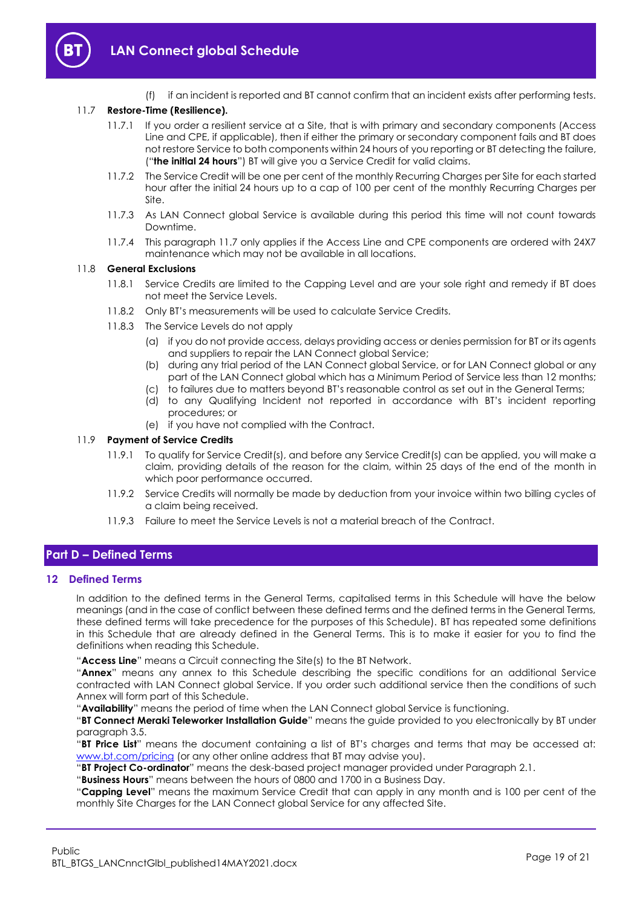(f) if an incident is reported and BT cannot confirm that an incident exists after performing tests.

11.7 **Restore-Time (Resilience).**

11.7.1 If you order a resilient service at a Site, that is with primary and secondary components (Access Line and CPE, if applicable), then if either the primary or secondary component fails and BT does not restore Service to both components within 24 hours of you reporting or BT detecting the failure, ("**the initial 24 hours**") BT will give you a Service Credit for valid claims.

11.7.2 The Service Credit will be one per cent of the monthly Recurring Charges per Site for each started hour after the initial 24 hours up to a cap of 100 per cent of the monthly Recurring Charges per Site.

11.7.3 As LAN Connect global Service is available during this period this time will not count towards Downtime.

11.7.4 This paragraph 11.7 only applies if the Access Line and CPE components are ordered with 24X7 maintenance which may not be available in all locations.

11.8 **General Exclusions**

11.8.1 Service Credits are limited to the Capping Level and are your sole right and remedy if BT does not meet the Service Levels.

11.8.2 Only BT's measurements will be used to calculate Service Credits.

11.8.3 The Service Levels do not apply

(a) if you do not provide access, delays providing access or denies permission for BT or its agents and suppliers to repair the LAN Connect global Service;

(b) during any trial period of the LAN Connect global Service, or for LAN Connect global or any part of the LAN Connect global which has a Minimum Period of Service less than 12 months;

(c) to failures due to matters beyond BT's reasonable control as set out in the General Terms;

(d) to any Qualifying Incident not reported in accordance with BT's incident reporting procedures; or

(e) if you have not complied with the Contract.

11.9 **Payment of Service Credits**

11.9.1 To qualify for Service Credit(s), and before any Service Credit(s) can be applied, you will make a claim, providing details of the reason for the claim, within 25 days of the end of the month in which poor performance occurred.

11.9.2 Service Credits will normally be made by deduction from your invoice within two billing cycles of a claim being received.

11.9.3 Failure to meet the Service Levels is not a material breach of the Contract.

## Part D – Defined Terms

### 12 Defined Terms

In addition to the defined terms in the General Terms, capitalised terms in this Schedule will have the below meanings (and in the case of conflict between these defined terms and the defined terms in the General Terms, these defined terms will take precedence for the purposes of this Schedule). BT has repeated some definitions in this Schedule that are already defined in the General Terms. This is to make it easier for you to find the definitions when reading this Schedule.

"**Access Line**" means a Circuit connecting the Site(s) to the BT Network.

"**Annex**" means any annex to this Schedule describing the specific conditions for an additional Service contracted with LAN Connect global Service. If you order such additional service then the conditions of such Annex will form part of this Schedule.

"**Availability**" means the period of time when the LAN Connect global Service is functioning.

"**BT Connect Meraki Teleworker Installation Guide**" means the guide provided to you electronically by BT under paragraph 3.5.

"**BT Price List**" means the document containing a list of BT's charges and terms that may be accessed at: www.bt.com/pricing (or any other online address that BT may advise you).

"**BT Project Co-ordinator**" means the desk-based project manager provided under Paragraph 2.1.

"**Business Hours**" means between the hours of 0800 and 1700 in a Business Day.

"**Capping Level**" means the maximum Service Credit that can apply in any month and is 100 per cent of the monthly Site Charges for the LAN Connect global Service for any affected Site.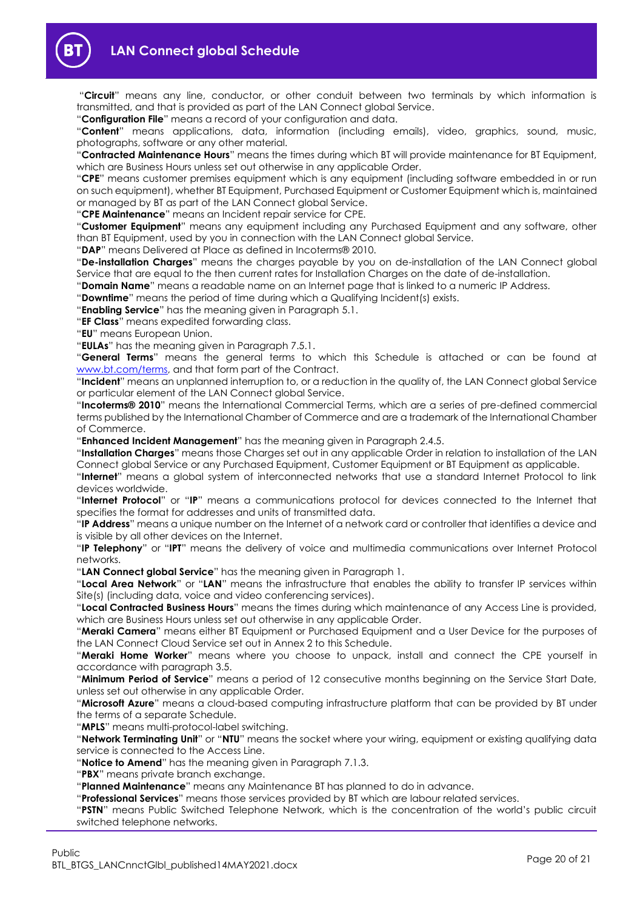"**Circuit**" means any line, conductor, or other conduit between two terminals by which information is transmitted, and that is provided as part of the LAN Connect global Service.

"**Configuration File**" means a record of your configuration and data.

"**Content**" means applications, data, information (including emails), video, graphics, sound, music, photographs, software or any other material.

"**Contracted Maintenance Hours**" means the times during which BT will provide maintenance for BT Equipment, which are Business Hours unless set out otherwise in any applicable Order.

"**CPE**" means customer premises equipment which is any equipment (including software embedded in or run on such equipment), whether BT Equipment, Purchased Equipment or Customer Equipment which is, maintained or managed by BT as part of the LAN Connect global Service.

"**CPE Maintenance**" means an Incident repair service for CPE.

"**Customer Equipment**" means any equipment including any Purchased Equipment and any software, other than BT Equipment, used by you in connection with the LAN Connect global Service.

"**DAP**" means Delivered at Place as defined in Incoterms® 2010.

"**De-installation Charges**" means the charges payable by you on de-installation of the LAN Connect global Service that are equal to the then current rates for Installation Charges on the date of de-installation.

"**Domain Name**" means a readable name on an Internet page that is linked to a numeric IP Address.

"**Downtime**" means the period of time during which a Qualifying Incident(s) exists.

"**Enabling Service**" has the meaning given in Paragraph 5.1.

"**EF Class**" means expedited forwarding class.

"**EU**" means European Union.

"**EULAs**" has the meaning given in Paragraph 7.5.1.

"**General Terms**" means the general terms to which this Schedule is attached or can be found at [www.bt.com/terms](www.bt.com/terms), and that form part of the Contract.

"**Incident**" means an unplanned interruption to, or a reduction in the quality of, the LAN Connect global Service or particular element of the LAN Connect global Service.

"**Incoterms® 2010**" means the International Commercial Terms, which are a series of pre-defined commercial terms published by the International Chamber of Commerce and are a trademark of the International Chamber of Commerce.

"**Enhanced Incident Management**" has the meaning given in Paragraph 2.4.5.

"**Installation Charges**" means those Charges set out in any applicable Order in relation to installation of the LAN Connect global Service or any Purchased Equipment, Customer Equipment or BT Equipment as applicable.

"**Internet**" means a global system of interconnected networks that use a standard Internet Protocol to link devices worldwide.

"**Internet Protocol**" or "**IP**" means a communications protocol for devices connected to the Internet that specifies the format for addresses and units of transmitted data.

"**IP Address**" means a unique number on the Internet of a network card or controller that identifies a device and is visible by all other devices on the Internet.

"**IP Telephony**" or "**IPT**" means the delivery of voice and multimedia communications over Internet Protocol networks.

"**LAN Connect global Service**" has the meaning given in Paragraph 1.

"**Local Area Network**" or "**LAN**" means the infrastructure that enables the ability to transfer IP services within Site(s) (including data, voice and video conferencing services).

"**Local Contracted Business Hours**" means the times during which maintenance of any Access Line is provided, which are Business Hours unless set out otherwise in any applicable Order.

"**Meraki Camera**" means either BT Equipment or Purchased Equipment and a User Device for the purposes of the LAN Connect Cloud Service set out in Annex 2 to this Schedule.

"**Meraki Home Worker**" means where you choose to unpack, install and connect the CPE yourself in accordance with paragraph 3.5.

"**Minimum Period of Service**" means a period of 12 consecutive months beginning on the Service Start Date, unless set out otherwise in any applicable Order.

"**Microsoft Azure**" means a cloud-based computing infrastructure platform that can be provided by BT under the terms of a separate Schedule.

"**MPLS**" means multi-protocol-label switching.

"**Network Terminating Unit**" or "**NTU**" means the socket where your wiring, equipment or existing qualifying data service is connected to the Access Line.

"**Notice to Amend**" has the meaning given in Paragraph 7.1.3.

"**PBX**" means private branch exchange.

"**Planned Maintenance**" means any Maintenance BT has planned to do in advance.

"**Professional Services**" means those services provided by BT which are labour related services.

"**PSTN**" means Public Switched Telephone Network, which is the concentration of the world's public circuit switched telephone networks.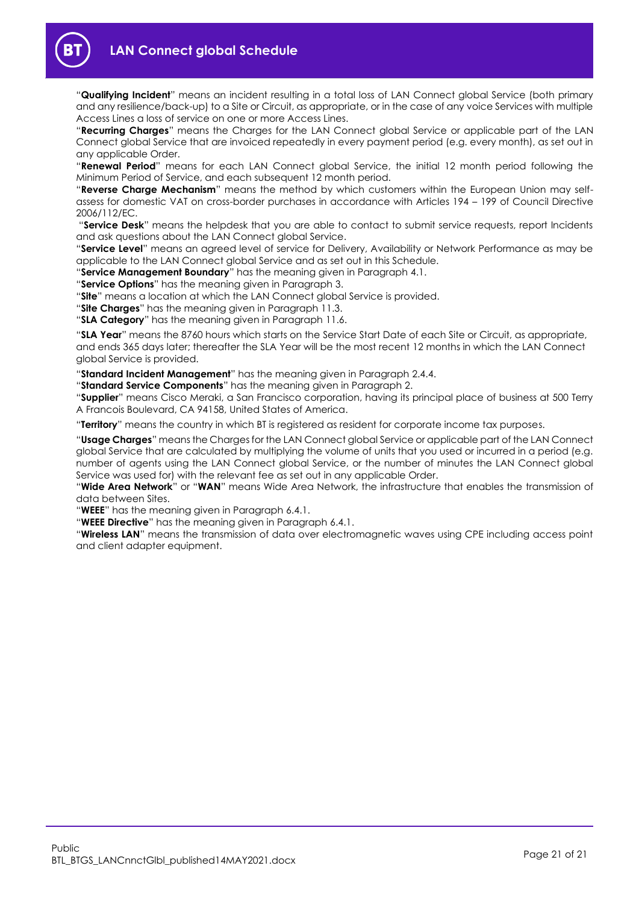"**Qualifying Incident**" means an incident resulting in a total loss of LAN Connect global Service (both primary and any resilience/back-up) to a Site or Circuit, as appropriate, or in the case of any voice Services with multiple Access Lines a loss of service on one or more Access Lines.

"**Recurring Charges**" means the Charges for the LAN Connect global Service or applicable part of the LAN Connect global Service that are invoiced repeatedly in every payment period (e.g. every month), as set out in any applicable Order.

"**Renewal Period**" means for each LAN Connect global Service, the initial 12 month period following the Minimum Period of Service, and each subsequent 12 month period.

"**Reverse Charge Mechanism**" means the method by which customers within the European Union may self-assess for domestic VAT on cross-border purchases in accordance with Articles 194 – 199 of Council Directive 2006/112/EC.

"**Service Desk**" means the helpdesk that you are able to contact to submit service requests, report Incidents and ask questions about the LAN Connect global Service.

"**Service Level**" means an agreed level of service for Delivery, Availability or Network Performance as may be applicable to the LAN Connect global Service and as set out in this Schedule.

"**Service Management Boundary**" has the meaning given in Paragraph 4.1.

"**Service Options**" has the meaning given in Paragraph 3.

"**Site**" means a location at which the LAN Connect global Service is provided.

"**Site Charges**" has the meaning given in Paragraph 11.3.

"**SLA Category**" has the meaning given in Paragraph 11.6.

"**SLA Year**" means the 8760 hours which starts on the Service Start Date of each Site or Circuit, as appropriate, and ends 365 days later; thereafter the SLA Year will be the most recent 12 months in which the LAN Connect global Service is provided.

"**Standard Incident Management**" has the meaning given in Paragraph 2.4.4.

"**Standard Service Components**" has the meaning given in Paragraph 2.

"**Supplier**" means Cisco Meraki, a San Francisco corporation, having its principal place of business at 500 Terry A Francois Boulevard, CA 94158, United States of America.

"**Territory**" means the country in which BT is registered as resident for corporate income tax purposes.

"**Usage Charges**" means the Charges for the LAN Connect global Service or applicable part of the LAN Connect global Service that are calculated by multiplying the volume of units that you used or incurred in a period (e.g. number of agents using the LAN Connect global Service, or the number of minutes the LAN Connect global Service was used for) with the relevant fee as set out in any applicable Order.

"**Wide Area Network**" or "**WAN**" means Wide Area Network, the infrastructure that enables the transmission of data between Sites.

"**WEEE**" has the meaning given in Paragraph 6.4.1.

"**WEEE Directive**" has the meaning given in Paragraph 6.4.1.

"**Wireless LAN**" means the transmission of data over electromagnetic waves using CPE including access point and client adapter equipment.